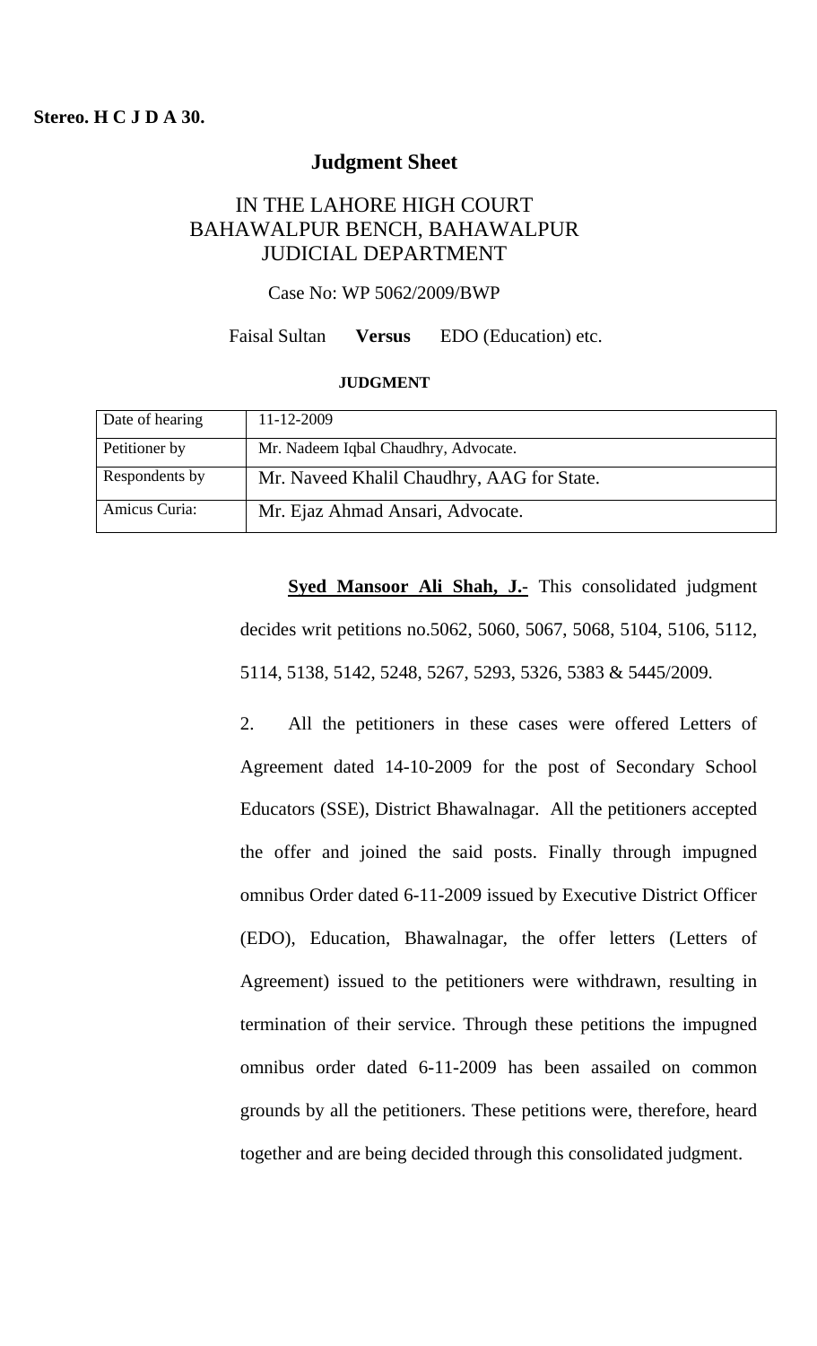**Stereo. H C J D A 30.**

# Judgment Sheet

## IN THE LAHORE HIGH COURT BAHAWALPUR BENCH, BAHAWALPUR JUDICIAL DEPARTMENT

Case No: WP 5062/2009/BWP

Faisal Sultan **Versus** EDO (Education) etc.

**JUDGMENT**

| Date of hearing | 11-12-2009 |
|---|---|
| Petitioner by | Mr. Nadeem Iqbal Chaudhry, Advocate. |
| Respondents by | Mr. Naveed Khalil Chaudhry, AAG for State. |
| Amicus Curia: | Mr. Ejaz Ahmad Ansari, Advocate. |

**Syed Mansoor Ali Shah, J.-** This consolidated judgment decides writ petitions no.5062, 5060, 5067, 5068, 5104, 5106, 5112, 5114, 5138, 5142, 5248, 5267, 5293, 5326, 5383 & 5445/2009.

2. All the petitioners in these cases were offered Letters of Agreement dated 14-10-2009 for the post of Secondary School Educators (SSE), District Bhawalnagar. All the petitioners accepted the offer and joined the said posts. Finally through impugned omnibus Order dated 6-11-2009 issued by Executive District Officer (EDO), Education, Bhawalnagar, the offer letters (Letters of Agreement) issued to the petitioners were withdrawn, resulting in termination of their service. Through these petitions the impugned omnibus order dated 6-11-2009 has been assailed on common grounds by all the petitioners. These petitions were, therefore, heard together and are being decided through this consolidated judgment.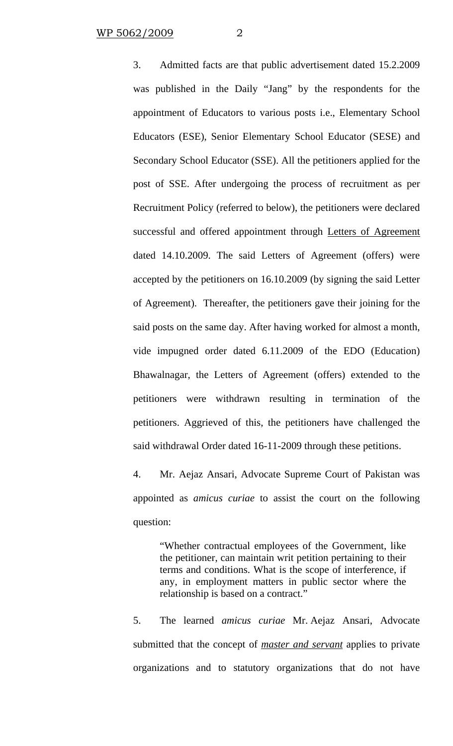3. Admitted facts are that public advertisement dated 15.2.2009 was published in the Daily "Jang" by the respondents for the appointment of Educators to various posts i.e., Elementary School Educators (ESE), Senior Elementary School Educator (SESE) and Secondary School Educator (SSE). All the petitioners applied for the post of SSE. After undergoing the process of recruitment as per Recruitment Policy (referred to below), the petitioners were declared successful and offered appointment through Letters of Agreement dated 14.10.2009. The said Letters of Agreement (offers) were accepted by the petitioners on 16.10.2009 (by signing the said Letter of Agreement). Thereafter, the petitioners gave their joining for the said posts on the same day. After having worked for almost a month, vide impugned order dated 6.11.2009 of the EDO (Education) Bhawalnagar, the Letters of Agreement (offers) extended to the petitioners were withdrawn resulting in termination of the petitioners. Aggrieved of this, the petitioners have challenged the said withdrawal Order dated 16-11-2009 through these petitions.

4. Mr. Aejaz Ansari, Advocate Supreme Court of Pakistan was appointed as *amicus curiae* to assist the court on the following question:

> "Whether contractual employees of the Government, like the petitioner, can maintain writ petition pertaining to their terms and conditions. What is the scope of interference, if any, in employment matters in public sector where the relationship is based on a contract."

5. The learned *amicus curiae* Mr. Aejaz Ansari, Advocate submitted that the concept of ***master and servant*** applies to private organizations and to statutory organizations that do not have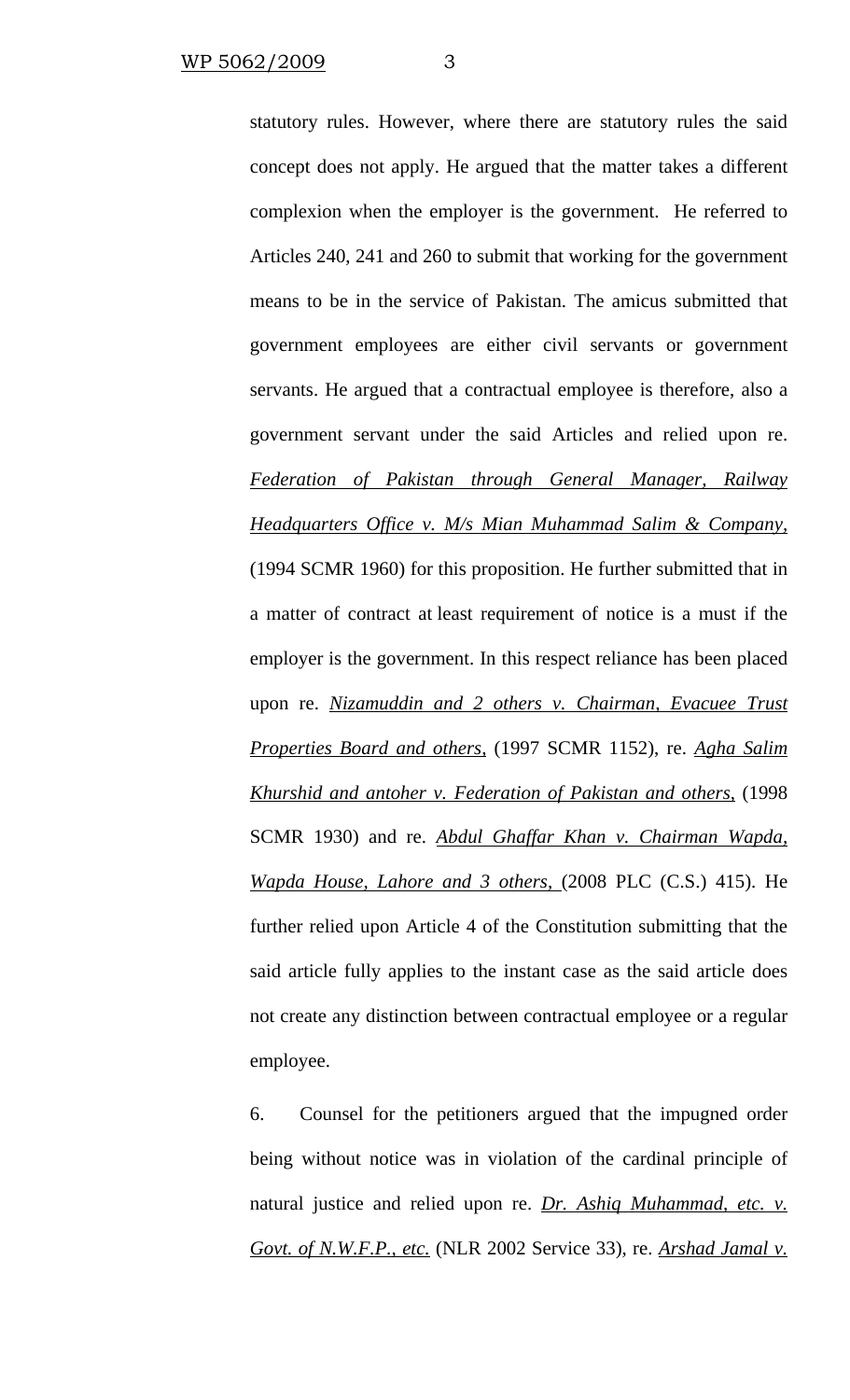statutory rules. However, where there are statutory rules the said concept does not apply. He argued that the matter takes a different complexion when the employer is the government. He referred to Articles 240, 241 and 260 to submit that working for the government means to be in the service of Pakistan. The amicus submitted that government employees are either civil servants or government servants. He argued that a contractual employee is therefore, also a government servant under the said Articles and relied upon re. *Federation of Pakistan through General Manager, Railway Headquarters Office v. M/s Mian Muhammad Salim & Company*, (1994 SCMR 1960) for this proposition. He further submitted that in a matter of contract at least requirement of notice is a must if the employer is the government. In this respect reliance has been placed upon re. *Nizamuddin and 2 others v. Chairman, Evacuee Trust Properties Board and others*, (1997 SCMR 1152), re. *Agha Salim Khurshid and antoher v. Federation of Pakistan and others*, (1998 SCMR 1930) and re. *Abdul Ghaffar Khan v. Chairman Wapda, Wapda House, Lahore and 3 others*, (2008 PLC (C.S.) 415). He further relied upon Article 4 of the Constitution submitting that the said article fully applies to the instant case as the said article does not create any distinction between contractual employee or a regular employee.

6. Counsel for the petitioners argued that the impugned order being without notice was in violation of the cardinal principle of natural justice and relied upon re. *Dr. Ashiq Muhammad, etc. v. Govt. of N.W.F.P., etc.* (NLR 2002 Service 33), re. *Arshad Jamal v.*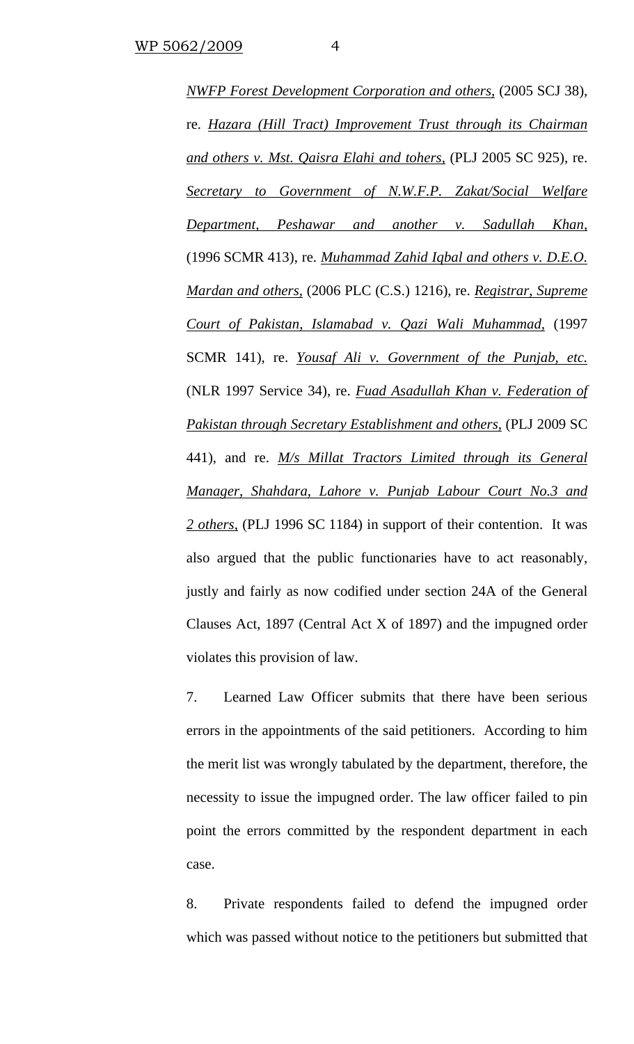*NWFP Forest Development Corporation and others,* (2005 SCJ 38), re. *Hazara (Hill Tract) Improvement Trust through its Chairman and others v. Mst. Qaisra Elahi and tohers,* (PLJ 2005 SC 925), re. *Secretary to Government of N.W.F.P. Zakat/Social Welfare Department, Peshawar and another v. Sadullah Khan,* (1996 SCMR 413), re. *Muhammad Zahid Iqbal and others v. D.E.O. Mardan and others,* (2006 PLC (C.S.) 1216), re. *Registrar, Supreme Court of Pakistan, Islamabad v. Qazi Wali Muhammad,* (1997 SCMR 141), re. *Yousaf Ali v. Government of the Punjab, etc.* (NLR 1997 Service 34), re. *Fuad Asadullah Khan v. Federation of Pakistan through Secretary Establishment and others,* (PLJ 2009 SC 441), and re. *M/s Millat Tractors Limited through its General Manager, Shahdara, Lahore v. Punjab Labour Court No.3 and 2 others,* (PLJ 1996 SC 1184) in support of their contention. It was also argued that the public functionaries have to act reasonably, justly and fairly as now codified under section 24A of the General Clauses Act, 1897 (Central Act X of 1897) and the impugned order violates this provision of law.

7. Learned Law Officer submits that there have been serious errors in the appointments of the said petitioners. According to him the merit list was wrongly tabulated by the department, therefore, the necessity to issue the impugned order. The law officer failed to pin point the errors committed by the respondent department in each case.

8. Private respondents failed to defend the impugned order which was passed without notice to the petitioners but submitted that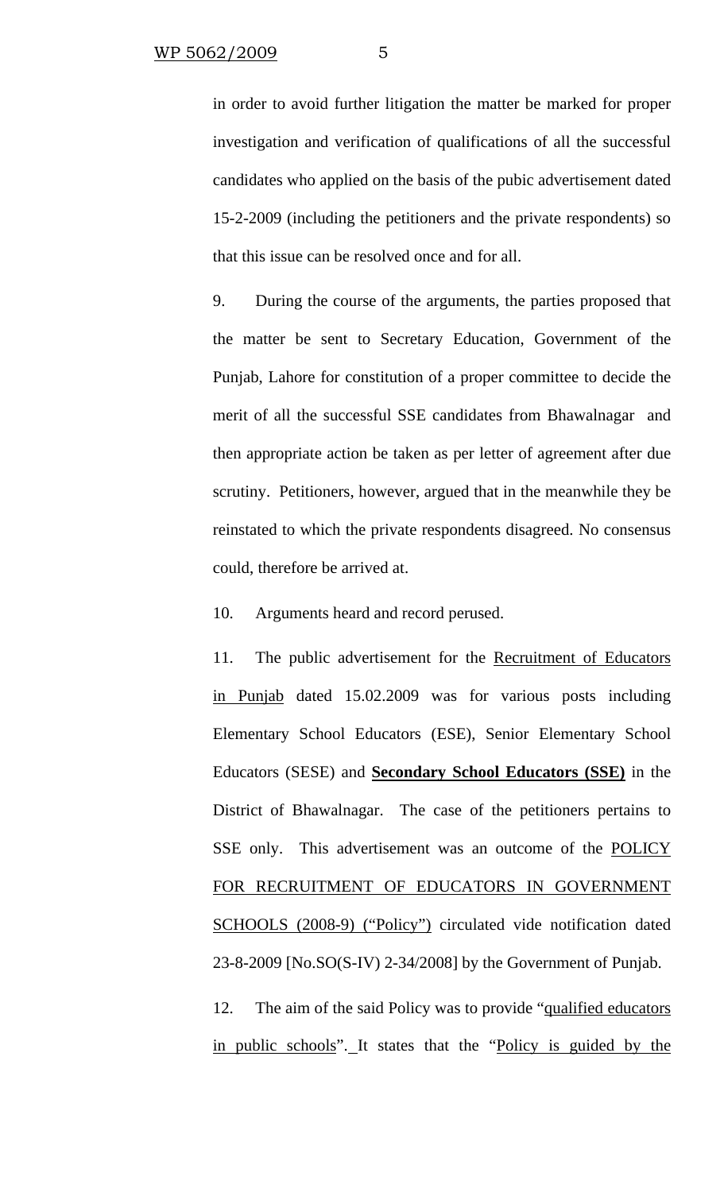in order to avoid further litigation the matter be marked for proper investigation and verification of qualifications of all the successful candidates who applied on the basis of the pubic advertisement dated 15-2-2009 (including the petitioners and the private respondents) so that this issue can be resolved once and for all.

9. During the course of the arguments, the parties proposed that the matter be sent to Secretary Education, Government of the Punjab, Lahore for constitution of a proper committee to decide the merit of all the successful SSE candidates from Bhawalnagar and then appropriate action be taken as per letter of agreement after due scrutiny. Petitioners, however, argued that in the meanwhile they be reinstated to which the private respondents disagreed. No consensus could, therefore be arrived at.

10. Arguments heard and record perused.

11. The public advertisement for the <u>Recruitment of Educators in Punjab</u> dated 15.02.2009 was for various posts including Elementary School Educators (ESE), Senior Elementary School Educators (SESE) and **<u>Secondary School Educators (SSE)</u>** in the District of Bhawalnagar. The case of the petitioners pertains to SSE only. This advertisement was an outcome of the <u>POLICY FOR RECRUITMENT OF EDUCATORS IN GOVERNMENT SCHOOLS (2008-9) ("Policy")</u> circulated vide notification dated 23-8-2009 [No.SO(S-IV) 2-34/2008] by the Government of Punjab.

12. The aim of the said Policy was to provide "<u>qualified educators in public schools</u>". It states that the "<u>Policy is guided by the</u>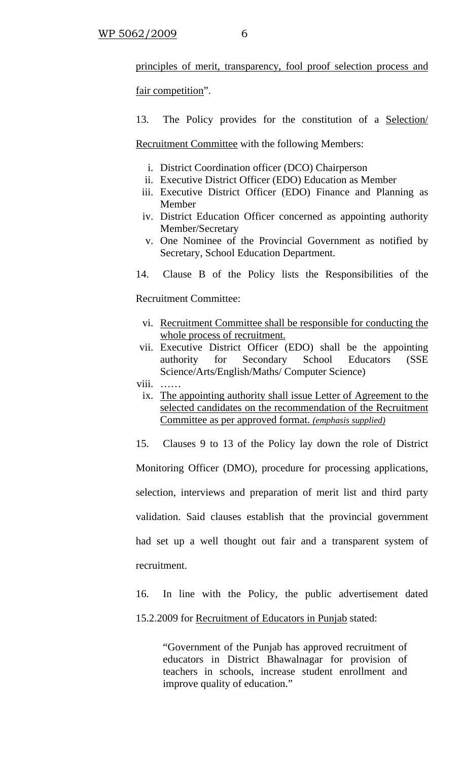principles of merit, transparency, fool proof selection process and fair competition".

13. The Policy provides for the constitution of a Selection/ Recruitment Committee with the following Members:

i. District Coordination officer (DCO) Chairperson
ii. Executive District Officer (EDO) Education as Member
iii. Executive District Officer (EDO) Finance and Planning as Member
iv. District Education Officer concerned as appointing authority Member/Secretary
v. One Nominee of the Provincial Government as notified by Secretary, School Education Department.

14. Clause B of the Policy lists the Responsibilities of the Recruitment Committee:

vi. Recruitment Committee shall be responsible for conducting the whole process of recruitment.
vii. Executive District Officer (EDO) shall be the appointing authority for Secondary School Educators (SSE Science/Arts/English/Maths/ Computer Science)
viii. ……
ix. The appointing authority shall issue Letter of Agreement to the selected candidates on the recommendation of the Recruitment Committee as per approved format. *(emphasis supplied)*

15. Clauses 9 to 13 of the Policy lay down the role of District Monitoring Officer (DMO), procedure for processing applications, selection, interviews and preparation of merit list and third party validation. Said clauses establish that the provincial government had set up a well thought out fair and a transparent system of recruitment.

16. In line with the Policy, the public advertisement dated 15.2.2009 for Recruitment of Educators in Punjab stated:

> "Government of the Punjab has approved recruitment of educators in District Bhawalnagar for provision of teachers in schools, increase student enrollment and improve quality of education."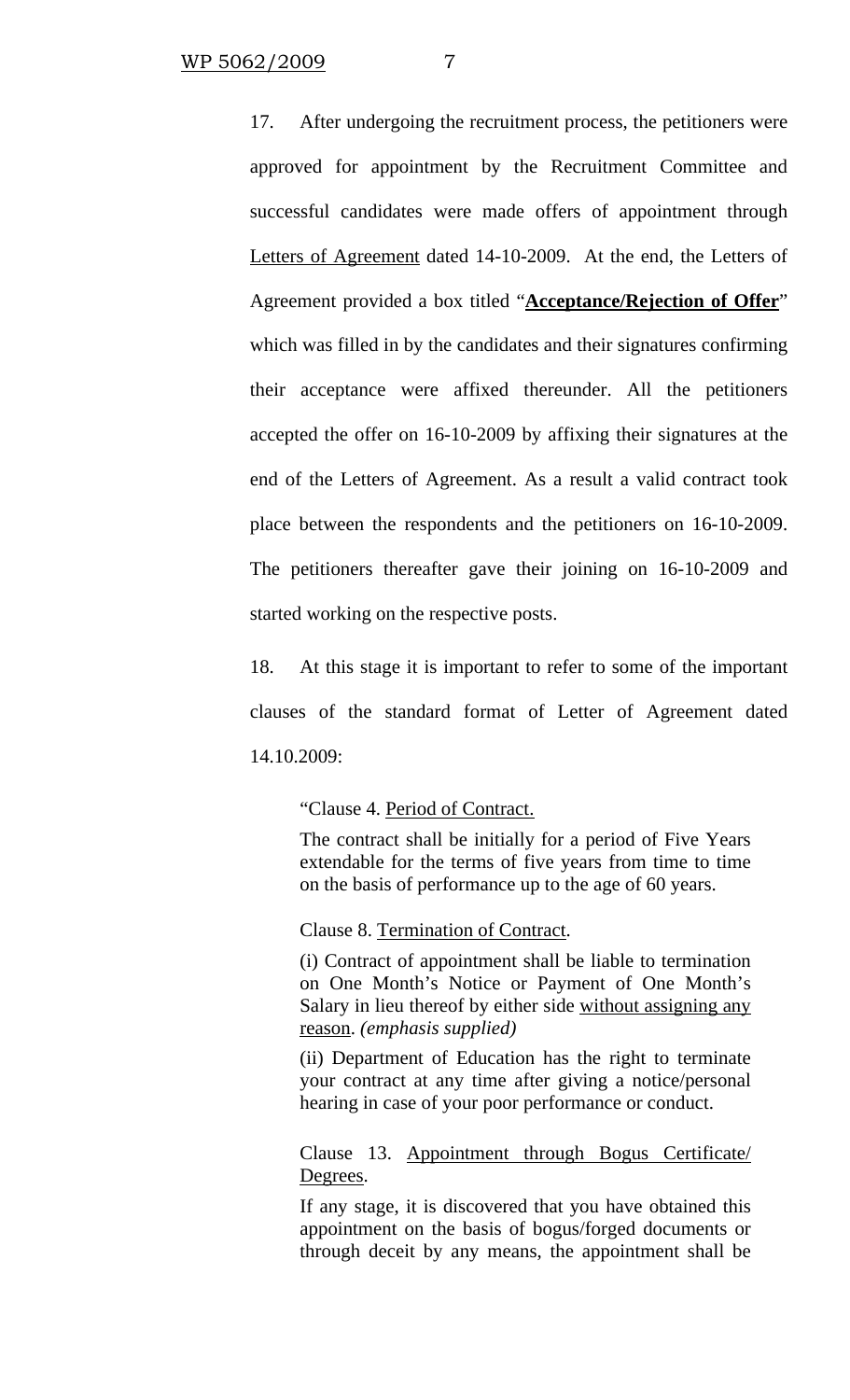17. After undergoing the recruitment process, the petitioners were approved for appointment by the Recruitment Committee and successful candidates were made offers of appointment through Letters of Agreement dated 14-10-2009. At the end, the Letters of Agreement provided a box titled "**Acceptance/Rejection of Offer**" which was filled in by the candidates and their signatures confirming their acceptance were affixed thereunder. All the petitioners accepted the offer on 16-10-2009 by affixing their signatures at the end of the Letters of Agreement. As a result a valid contract took place between the respondents and the petitioners on 16-10-2009. The petitioners thereafter gave their joining on 16-10-2009 and started working on the respective posts.

18. At this stage it is important to refer to some of the important clauses of the standard format of Letter of Agreement dated 14.10.2009:

> "Clause 4. Period of Contract.
>
> The contract shall be initially for a period of Five Years extendable for the terms of five years from time to time on the basis of performance up to the age of 60 years.
>
> Clause 8. Termination of Contract.
>
> (i) Contract of appointment shall be liable to termination on One Month's Notice or Payment of One Month's Salary in lieu thereof by either side without assigning any reason. *(emphasis supplied)*
>
> (ii) Department of Education has the right to terminate your contract at any time after giving a notice/personal hearing in case of your poor performance or conduct.
>
> Clause 13. Appointment through Bogus Certificate/ Degrees.
>
> If any stage, it is discovered that you have obtained this appointment on the basis of bogus/forged documents or through deceit by any means, the appointment shall be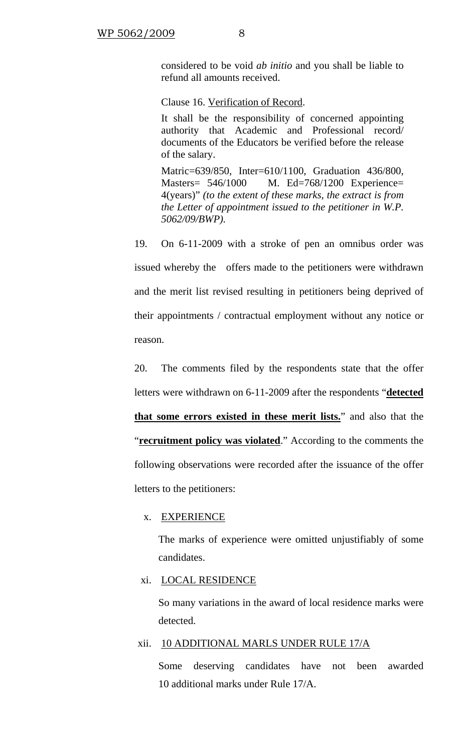> considered to be void *ab initio* and you shall be liable to refund all amounts received.
>
> Clause 16. Verification of Record.
>
> It shall be the responsibility of concerned appointing authority that Academic and Professional record/ documents of the Educators be verified before the release of the salary.
>
> Matric=639/850, Inter=610/1100, Graduation 436/800, Masters= 546/1000 M. Ed=768/1200 Experience= 4(years)" *(to the extent of these marks, the extract is from the Letter of appointment issued to the petitioner in W.P. 5062/09/BWP).*

19. On 6-11-2009 with a stroke of pen an omnibus order was issued whereby the offers made to the petitioners were withdrawn and the merit list revised resulting in petitioners being deprived of their appointments / contractual employment without any notice or reason.

20. The comments filed by the respondents state that the offer letters were withdrawn on 6-11-2009 after the respondents "**detected that some errors existed in these merit lists.**" and also that the "**recruitment policy was violated**." According to the comments the following observations were recorded after the issuance of the offer letters to the petitioners:

x. EXPERIENCE

The marks of experience were omitted unjustifiably of some candidates.

xi. LOCAL RESIDENCE

So many variations in the award of local residence marks were detected.

xii. 10 ADDITIONAL MARLS UNDER RULE 17/A

Some deserving candidates have not been awarded 10 additional marks under Rule 17/A.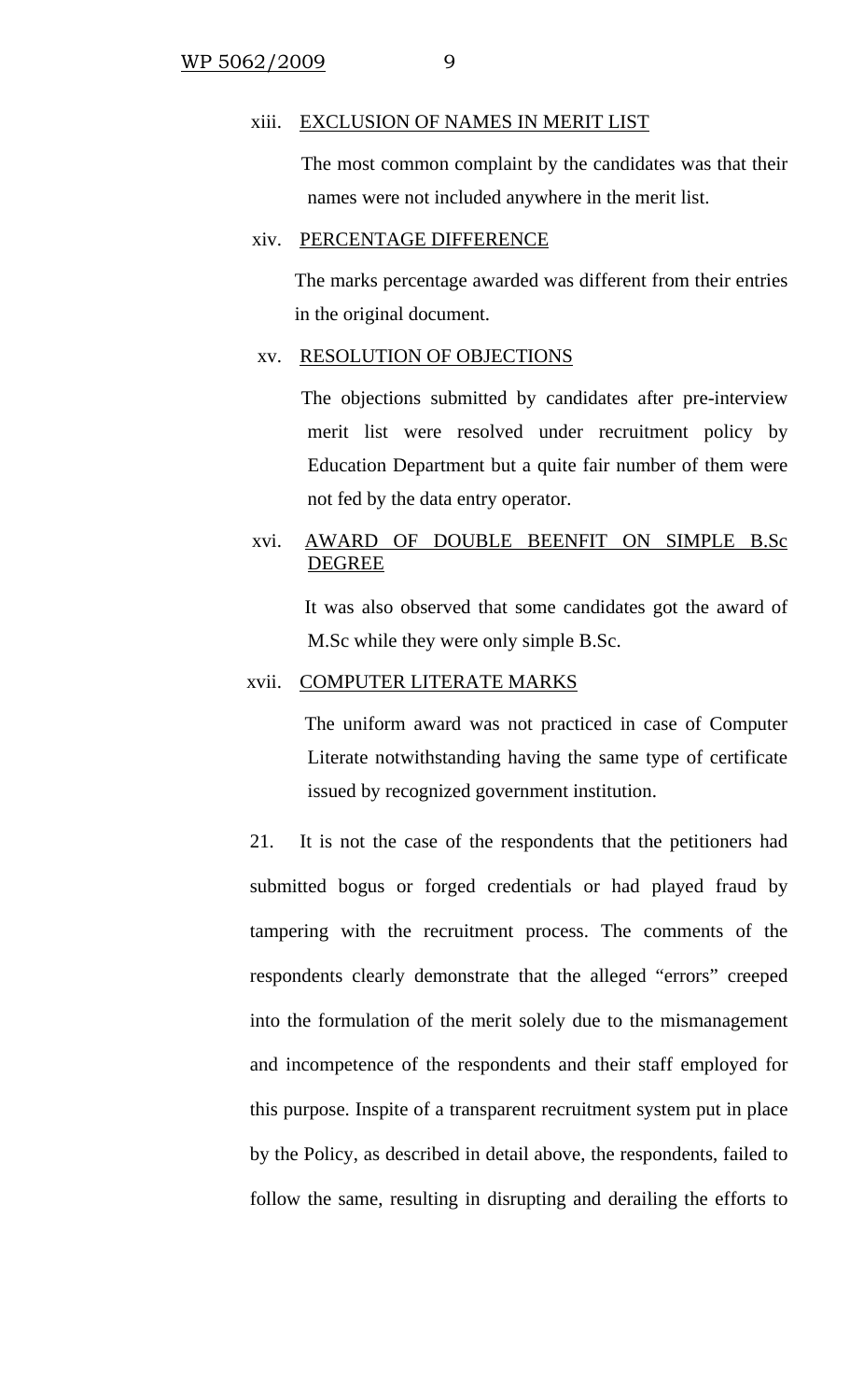xiii. <u>EXCLUSION OF NAMES IN MERIT LIST</u>

The most common complaint by the candidates was that their names were not included anywhere in the merit list.

xiv. <u>PERCENTAGE DIFFERENCE</u>

The marks percentage awarded was different from their entries in the original document.

xv. <u>RESOLUTION OF OBJECTIONS</u>

The objections submitted by candidates after pre-interview merit list were resolved under recruitment policy by Education Department but a quite fair number of them were not fed by the data entry operator.

xvi. <u>AWARD OF DOUBLE BEENFIT ON SIMPLE B.Sc DEGREE</u>

It was also observed that some candidates got the award of M.Sc while they were only simple B.Sc.

xvii. <u>COMPUTER LITERATE MARKS</u>

The uniform award was not practiced in case of Computer Literate notwithstanding having the same type of certificate issued by recognized government institution.

21. It is not the case of the respondents that the petitioners had submitted bogus or forged credentials or had played fraud by tampering with the recruitment process. The comments of the respondents clearly demonstrate that the alleged "errors" creeped into the formulation of the merit solely due to the mismanagement and incompetence of the respondents and their staff employed for this purpose. Inspite of a transparent recruitment system put in place by the Policy, as described in detail above, the respondents, failed to follow the same, resulting in disrupting and derailing the efforts to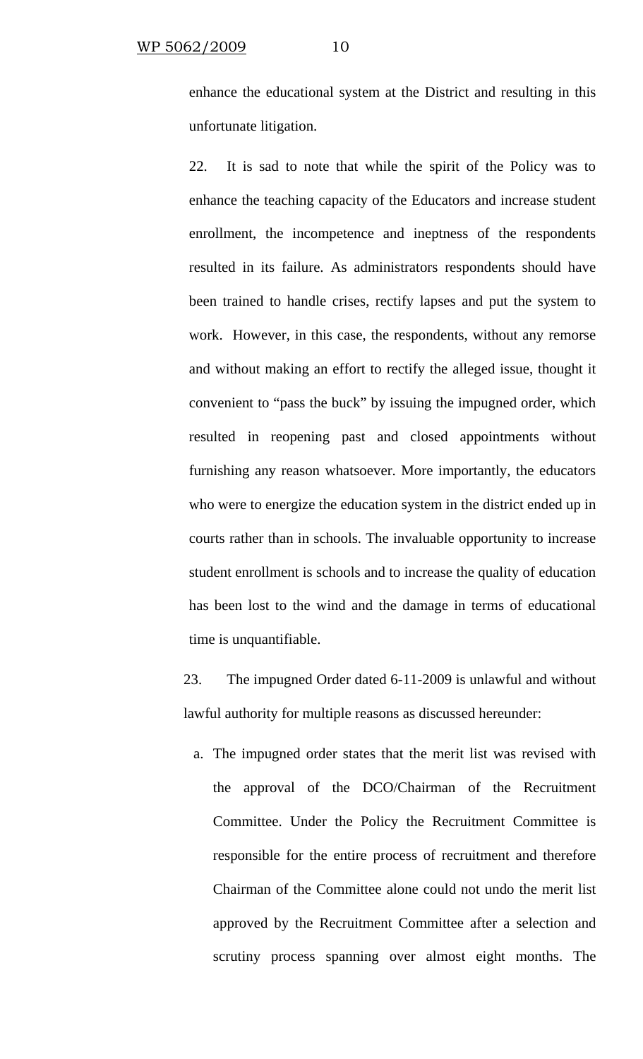enhance the educational system at the District and resulting in this unfortunate litigation.

22. It is sad to note that while the spirit of the Policy was to enhance the teaching capacity of the Educators and increase student enrollment, the incompetence and ineptness of the respondents resulted in its failure. As administrators respondents should have been trained to handle crises, rectify lapses and put the system to work. However, in this case, the respondents, without any remorse and without making an effort to rectify the alleged issue, thought it convenient to "pass the buck" by issuing the impugned order, which resulted in reopening past and closed appointments without furnishing any reason whatsoever. More importantly, the educators who were to energize the education system in the district ended up in courts rather than in schools. The invaluable opportunity to increase student enrollment is schools and to increase the quality of education has been lost to the wind and the damage in terms of educational time is unquantifiable.

23. The impugned Order dated 6-11-2009 is unlawful and without lawful authority for multiple reasons as discussed hereunder:

a. The impugned order states that the merit list was revised with the approval of the DCO/Chairman of the Recruitment Committee. Under the Policy the Recruitment Committee is responsible for the entire process of recruitment and therefore Chairman of the Committee alone could not undo the merit list approved by the Recruitment Committee after a selection and scrutiny process spanning over almost eight months. The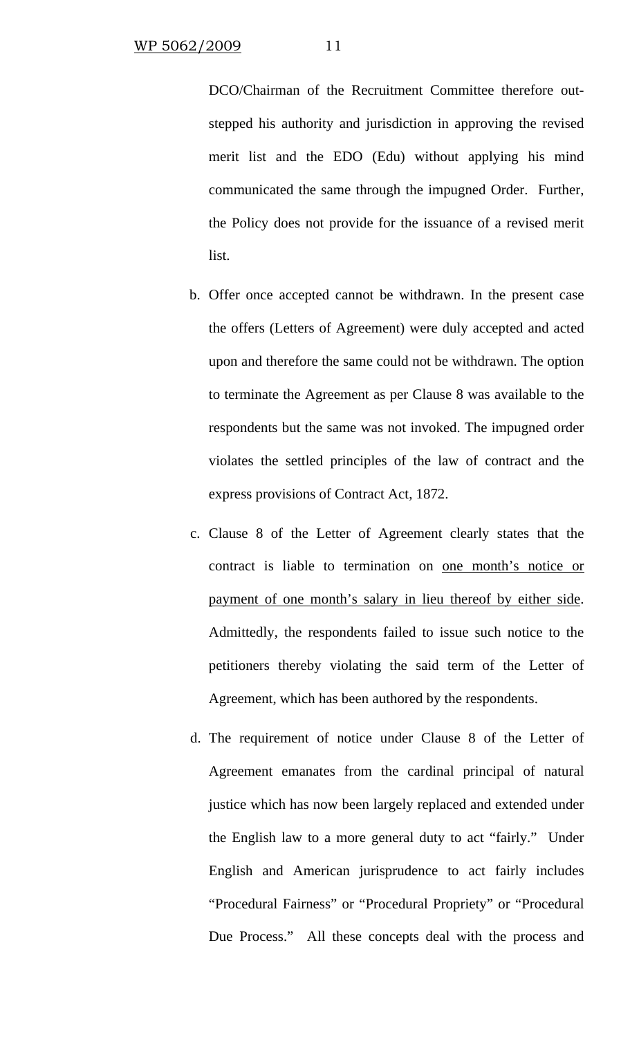DCO/Chairman of the Recruitment Committee therefore out-stepped his authority and jurisdiction in approving the revised merit list and the EDO (Edu) without applying his mind communicated the same through the impugned Order. Further, the Policy does not provide for the issuance of a revised merit list.

b. Offer once accepted cannot be withdrawn. In the present case the offers (Letters of Agreement) were duly accepted and acted upon and therefore the same could not be withdrawn. The option to terminate the Agreement as per Clause 8 was available to the respondents but the same was not invoked. The impugned order violates the settled principles of the law of contract and the express provisions of Contract Act, 1872.

c. Clause 8 of the Letter of Agreement clearly states that the contract is liable to termination on <u>one month's notice or payment of one month's salary in lieu thereof by either side</u>. Admittedly, the respondents failed to issue such notice to the petitioners thereby violating the said term of the Letter of Agreement, which has been authored by the respondents.

d. The requirement of notice under Clause 8 of the Letter of Agreement emanates from the cardinal principal of natural justice which has now been largely replaced and extended under the English law to a more general duty to act "fairly." Under English and American jurisprudence to act fairly includes "Procedural Fairness" or "Procedural Propriety" or "Procedural Due Process." All these concepts deal with the process and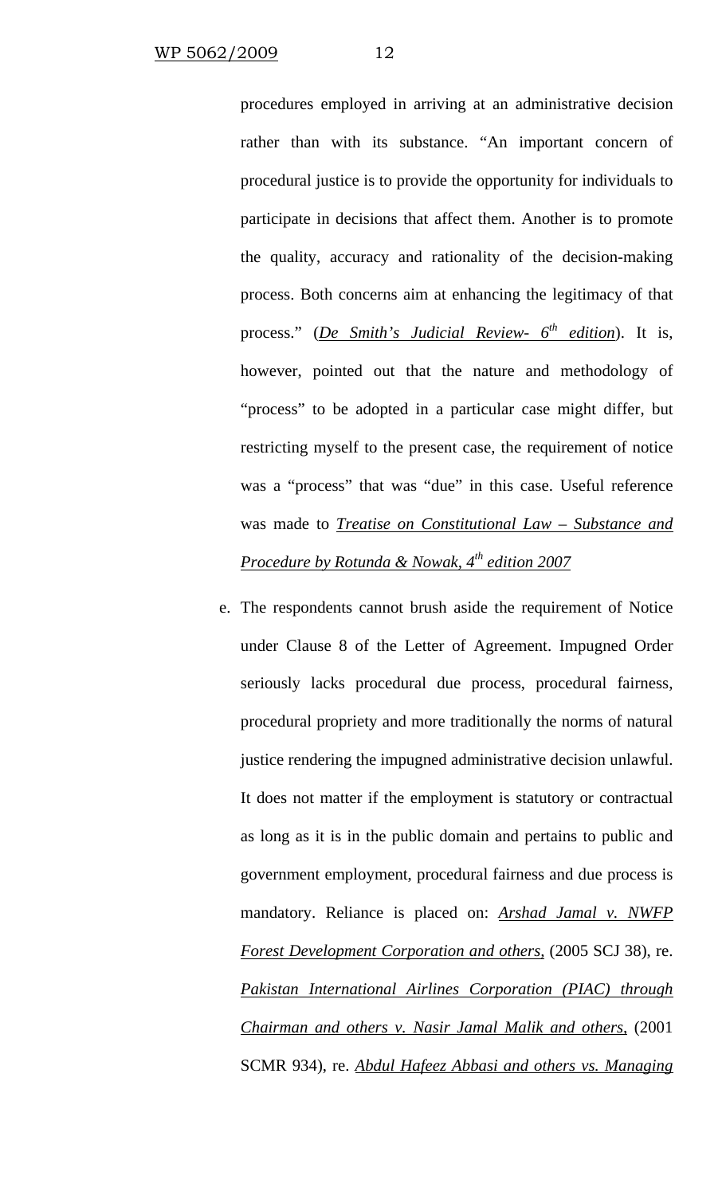procedures employed in arriving at an administrative decision rather than with its substance. "An important concern of procedural justice is to provide the opportunity for individuals to participate in decisions that affect them. Another is to promote the quality, accuracy and rationality of the decision-making process. Both concerns aim at enhancing the legitimacy of that process." (*De Smith's Judicial Review- 6th edition*). It is, however, pointed out that the nature and methodology of "process" to be adopted in a particular case might differ, but restricting myself to the present case, the requirement of notice was a "process" that was "due" in this case. Useful reference was made to *Treatise on Constitutional Law – Substance and Procedure by Rotunda & Nowak, 4th edition 2007*

e. The respondents cannot brush aside the requirement of Notice under Clause 8 of the Letter of Agreement. Impugned Order seriously lacks procedural due process, procedural fairness, procedural propriety and more traditionally the norms of natural justice rendering the impugned administrative decision unlawful. It does not matter if the employment is statutory or contractual as long as it is in the public domain and pertains to public and government employment, procedural fairness and due process is mandatory. Reliance is placed on: *Arshad Jamal v. NWFP Forest Development Corporation and others,* (2005 SCJ 38), re. *Pakistan International Airlines Corporation (PIAC) through Chairman and others v. Nasir Jamal Malik and others,* (2001 SCMR 934), re. *Abdul Hafeez Abbasi and others vs. Managing*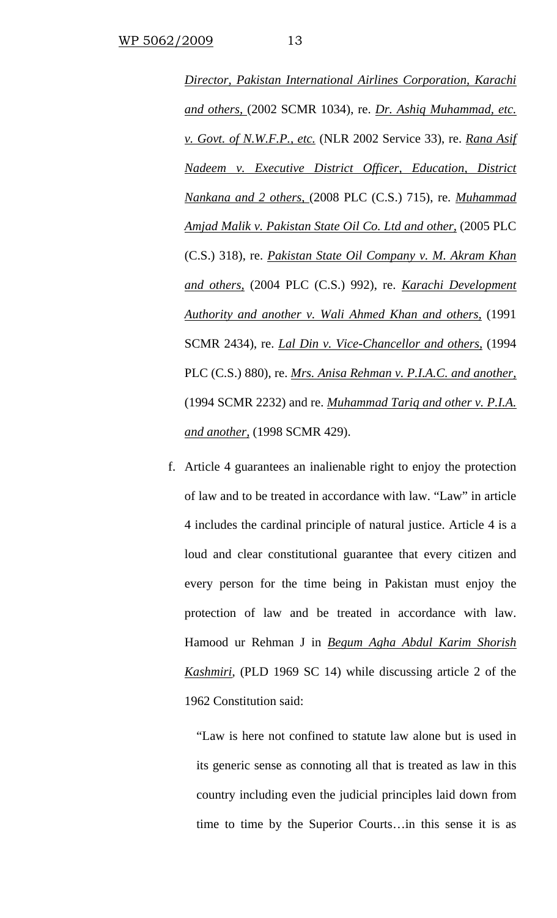*Director, Pakistan International Airlines Corporation, Karachi and others,* (2002 SCMR 1034), re. *Dr. Ashiq Muhammad, etc. v. Govt. of N.W.F.P., etc.* (NLR 2002 Service 33), re. *Rana Asif Nadeem v. Executive District Officer, Education, District Nankana and 2 others,* (2008 PLC (C.S.) 715), re. *Muhammad Amjad Malik v. Pakistan State Oil Co. Ltd and other,* (2005 PLC (C.S.) 318), re. *Pakistan State Oil Company v. M. Akram Khan and others,* (2004 PLC (C.S.) 992), re. *Karachi Development Authority and another v. Wali Ahmed Khan and others,* (1991 SCMR 2434), re. *Lal Din v. Vice-Chancellor and others,* (1994 PLC (C.S.) 880), re. *Mrs. Anisa Rehman v. P.I.A.C. and another,* (1994 SCMR 2232) and re. *Muhammad Tariq and other v. P.I.A. and another,* (1998 SCMR 429).

f. Article 4 guarantees an inalienable right to enjoy the protection of law and to be treated in accordance with law. "Law" in article 4 includes the cardinal principle of natural justice. Article 4 is a loud and clear constitutional guarantee that every citizen and every person for the time being in Pakistan must enjoy the protection of law and be treated in accordance with law. Hamood ur Rehman J in *Begum Agha Abdul Karim Shorish Kashmiri,* (PLD 1969 SC 14) while discussing article 2 of the 1962 Constitution said:

> "Law is here not confined to statute law alone but is used in its generic sense as connoting all that is treated as law in this country including even the judicial principles laid down from time to time by the Superior Courts…in this sense it is as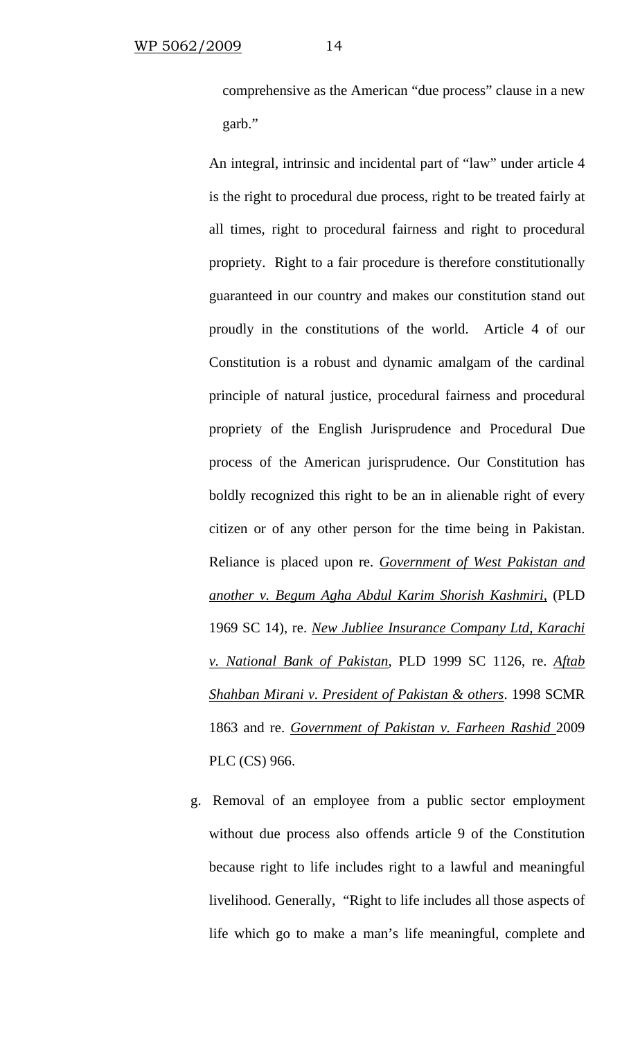comprehensive as the American "due process" clause in a new garb."

An integral, intrinsic and incidental part of "law" under article 4 is the right to procedural due process, right to be treated fairly at all times, right to procedural fairness and right to procedural propriety. Right to a fair procedure is therefore constitutionally guaranteed in our country and makes our constitution stand out proudly in the constitutions of the world. Article 4 of our Constitution is a robust and dynamic amalgam of the cardinal principle of natural justice, procedural fairness and procedural propriety of the English Jurisprudence and Procedural Due process of the American jurisprudence. Our Constitution has boldly recognized this right to be an in alienable right of every citizen or of any other person for the time being in Pakistan. Reliance is placed upon re. *Government of West Pakistan and another v. Begum Agha Abdul Karim Shorish Kashmiri*, (PLD 1969 SC 14), re. *New Jubliee Insurance Company Ltd, Karachi v. National Bank of Pakistan*, PLD 1999 SC 1126, re. *Aftab Shahban Mirani v. President of Pakistan & others*. 1998 SCMR 1863 and re. *Government of Pakistan v. Farheen Rashid* 2009 PLC (CS) 966.

g. Removal of an employee from a public sector employment without due process also offends article 9 of the Constitution because right to life includes right to a lawful and meaningful livelihood. Generally, "Right to life includes all those aspects of life which go to make a man's life meaningful, complete and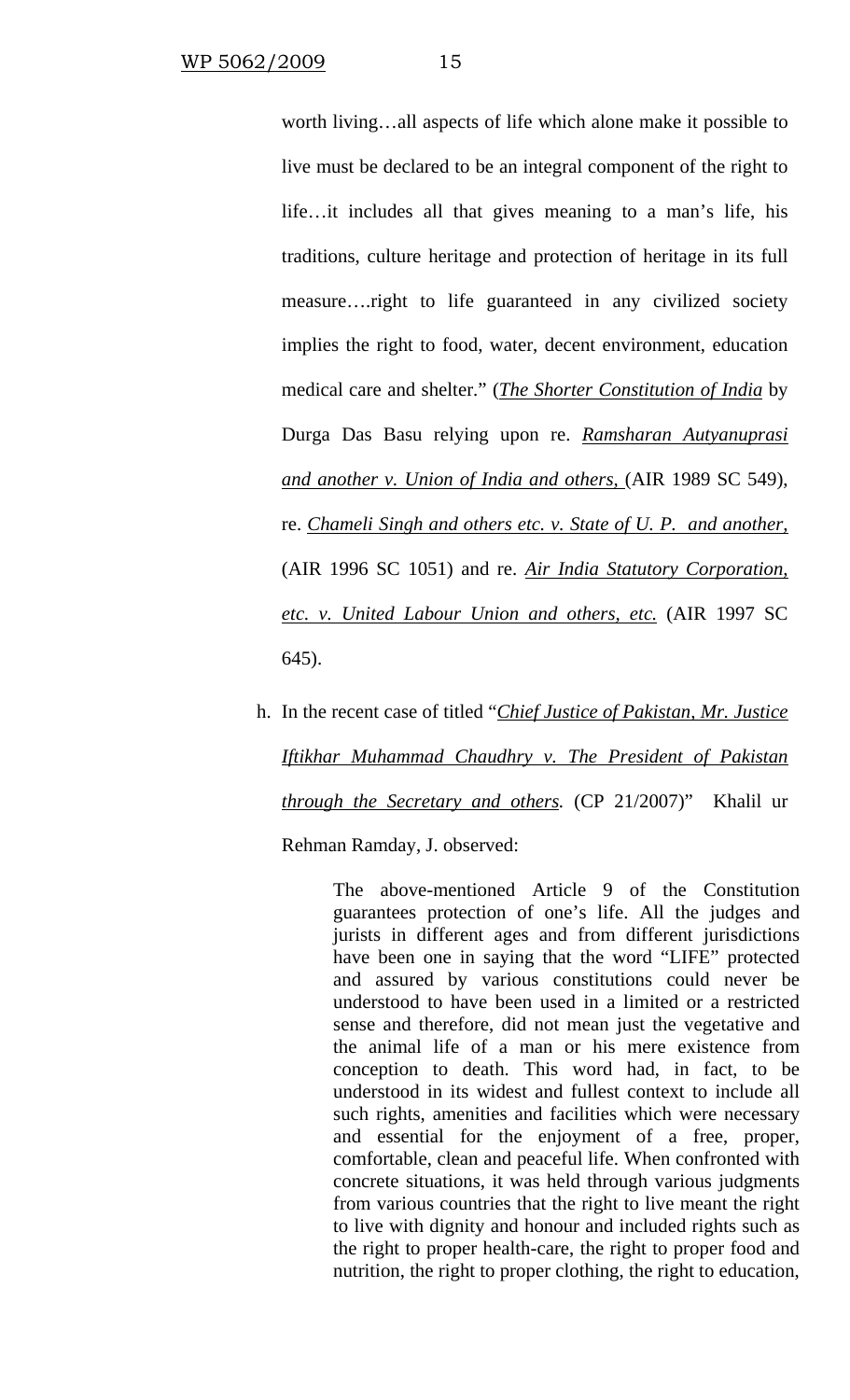worth living…all aspects of life which alone make it possible to live must be declared to be an integral component of the right to life…it includes all that gives meaning to a man's life, his traditions, culture heritage and protection of heritage in its full measure….right to life guaranteed in any civilized society implies the right to food, water, decent environment, education medical care and shelter." (*The Shorter Constitution of India* by Durga Das Basu relying upon re. *Ramsharan Autyanuprasi and another v. Union of India and others,* (AIR 1989 SC 549), re. *Chameli Singh and others etc. v. State of U. P. and another,* (AIR 1996 SC 1051) and re. *Air India Statutory Corporation, etc. v. United Labour Union and others, etc.* (AIR 1997 SC 645).

h. In the recent case of titled "*Chief Justice of Pakistan, Mr. Justice Iftikhar Muhammad Chaudhry v. The President of Pakistan through the Secretary and others.* (CP 21/2007)" Khalil ur Rehman Ramday, J. observed:

> The above-mentioned Article 9 of the Constitution guarantees protection of one's life. All the judges and jurists in different ages and from different jurisdictions have been one in saying that the word "LIFE" protected and assured by various constitutions could never be understood to have been used in a limited or a restricted sense and therefore, did not mean just the vegetative and the animal life of a man or his mere existence from conception to death. This word had, in fact, to be understood in its widest and fullest context to include all such rights, amenities and facilities which were necessary and essential for the enjoyment of a free, proper, comfortable, clean and peaceful life. When confronted with concrete situations, it was held through various judgments from various countries that the right to live meant the right to live with dignity and honour and included rights such as the right to proper health-care, the right to proper food and nutrition, the right to proper clothing, the right to education,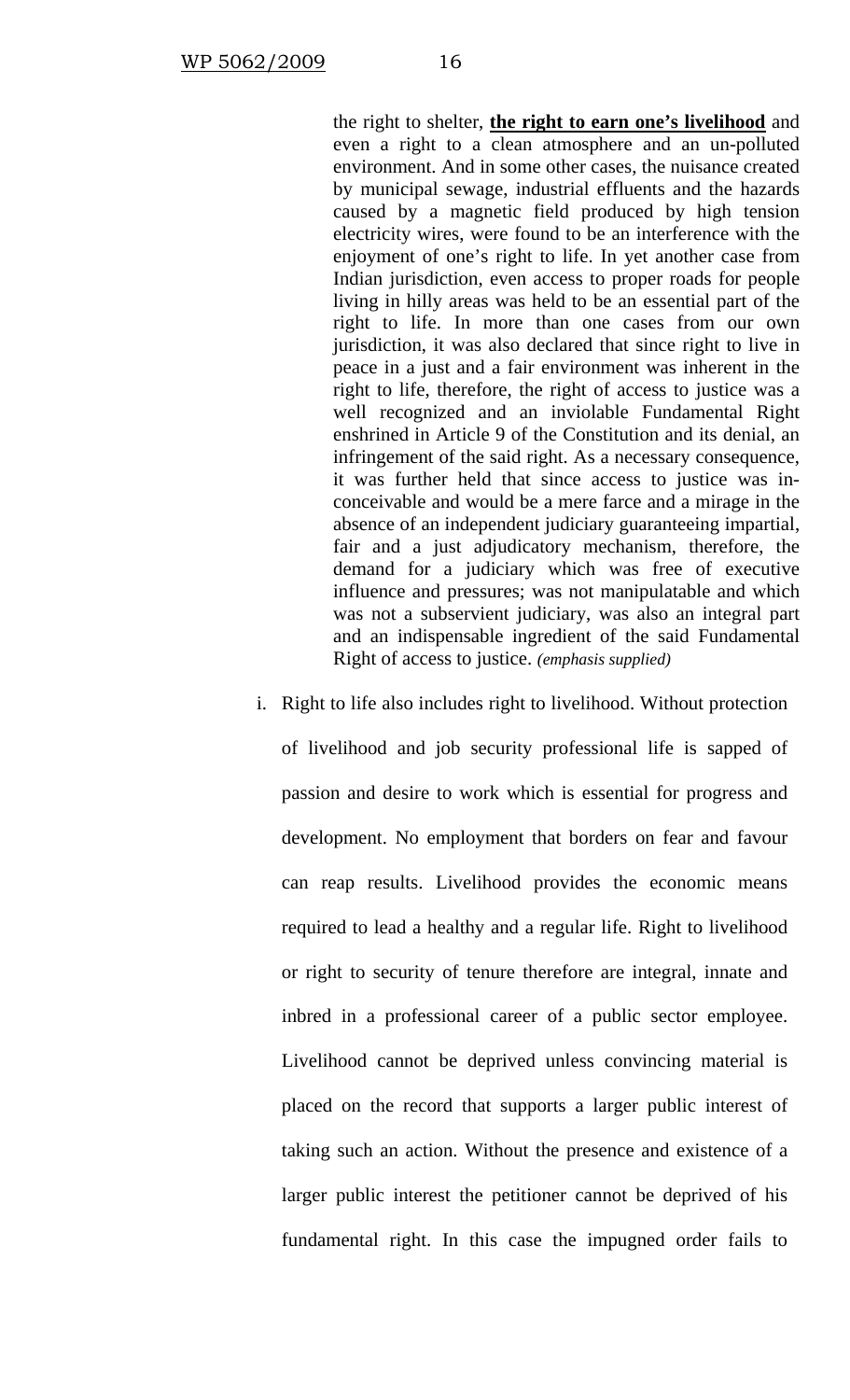> the right to shelter, **<u>the right to earn one's livelihood</u>** and even a right to a clean atmosphere and an un-polluted environment. And in some other cases, the nuisance created by municipal sewage, industrial effluents and the hazards caused by a magnetic field produced by high tension electricity wires, were found to be an interference with the enjoyment of one's right to life. In yet another case from Indian jurisdiction, even access to proper roads for people living in hilly areas was held to be an essential part of the right to life. In more than one cases from our own jurisdiction, it was also declared that since right to live in peace in a just and a fair environment was inherent in the right to life, therefore, the right of access to justice was a well recognized and an inviolable Fundamental Right enshrined in Article 9 of the Constitution and its denial, an infringement of the said right. As a necessary consequence, it was further held that since access to justice was inconceivable and would be a mere farce and a mirage in the absence of an independent judiciary guaranteeing impartial, fair and a just adjudicatory mechanism, therefore, the demand for a judiciary which was free of executive influence and pressures; was not manipulatable and which was not a subservient judiciary, was also an integral part and an indispensable ingredient of the said Fundamental Right of access to justice. *(emphasis supplied)*

i. Right to life also includes right to livelihood. Without protection of livelihood and job security professional life is sapped of passion and desire to work which is essential for progress and development. No employment that borders on fear and favour can reap results. Livelihood provides the economic means required to lead a healthy and a regular life. Right to livelihood or right to security of tenure therefore are integral, innate and inbred in a professional career of a public sector employee. Livelihood cannot be deprived unless convincing material is placed on the record that supports a larger public interest of taking such an action. Without the presence and existence of a larger public interest the petitioner cannot be deprived of his fundamental right. In this case the impugned order fails to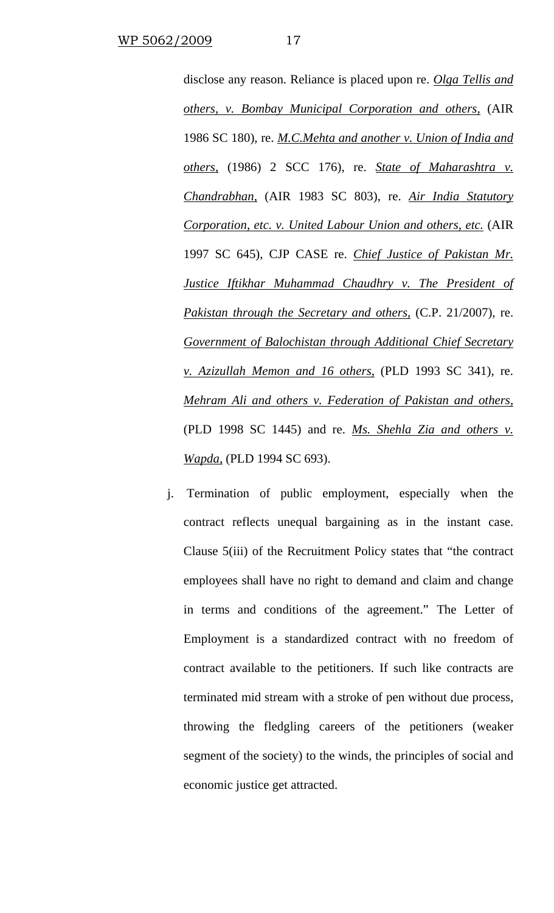disclose any reason. Reliance is placed upon re. _Olga Tellis and others, v. Bombay Municipal Corporation and others,_ (AIR 1986 SC 180), re. _M.C.Mehta and another v. Union of India and others,_ (1986) 2 SCC 176), re. _State of Maharashtra v. Chandrabhan,_ (AIR 1983 SC 803), re. _Air India Statutory Corporation, etc. v. United Labour Union and others, etc._ (AIR 1997 SC 645), CJP CASE re. _Chief Justice of Pakistan Mr. Justice Iftikhar Muhammad Chaudhry v. The President of Pakistan through the Secretary and others,_ (C.P. 21/2007), re. _Government of Balochistan through Additional Chief Secretary v. Azizullah Memon and 16 others,_ (PLD 1993 SC 341), re. _Mehram Ali and others v. Federation of Pakistan and others,_ (PLD 1998 SC 1445) and re. _Ms. Shehla Zia and others v. Wapda,_ (PLD 1994 SC 693).

j. Termination of public employment, especially when the contract reflects unequal bargaining as in the instant case. Clause 5(iii) of the Recruitment Policy states that "the contract employees shall have no right to demand and claim and change in terms and conditions of the agreement." The Letter of Employment is a standardized contract with no freedom of contract available to the petitioners. If such like contracts are terminated mid stream with a stroke of pen without due process, throwing the fledgling careers of the petitioners (weaker segment of the society) to the winds, the principles of social and economic justice get attracted.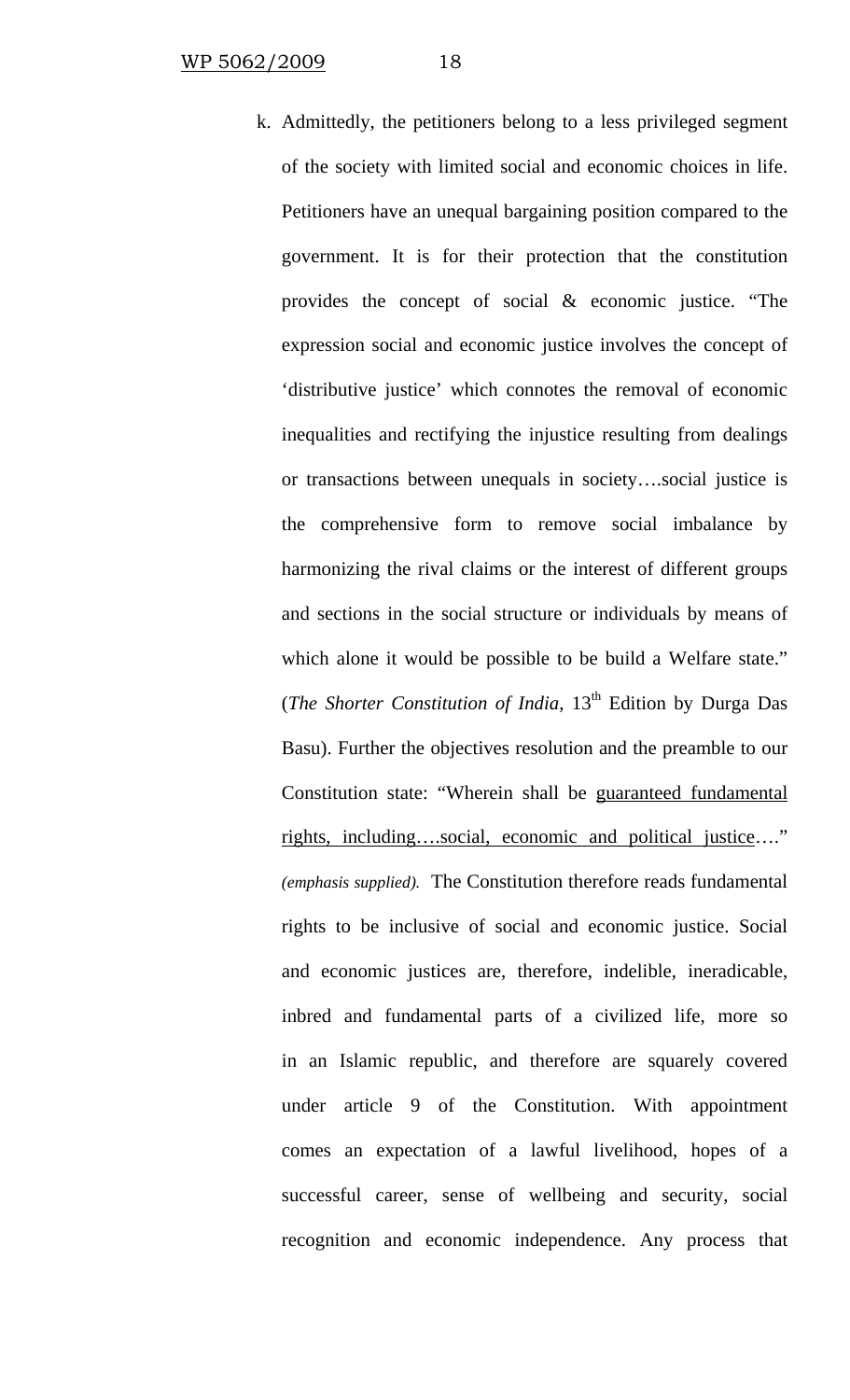k. Admittedly, the petitioners belong to a less privileged segment of the society with limited social and economic choices in life. Petitioners have an unequal bargaining position compared to the government. It is for their protection that the constitution provides the concept of social & economic justice. "The expression social and economic justice involves the concept of 'distributive justice' which connotes the removal of economic inequalities and rectifying the injustice resulting from dealings or transactions between unequals in society….social justice is the comprehensive form to remove social imbalance by harmonizing the rival claims or the interest of different groups and sections in the social structure or individuals by means of which alone it would be possible to be build a Welfare state." (*The Shorter Constitution of India*, 13th Edition by Durga Das Basu). Further the objectives resolution and the preamble to our Constitution state: "Wherein shall be <u>guaranteed fundamental rights, including….social, economic and political justice</u>…." *(emphasis supplied).* The Constitution therefore reads fundamental rights to be inclusive of social and economic justice. Social and economic justices are, therefore, indelible, ineradicable, inbred and fundamental parts of a civilized life, more so in an Islamic republic, and therefore are squarely covered under article 9 of the Constitution. With appointment comes an expectation of a lawful livelihood, hopes of a successful career, sense of wellbeing and security, social recognition and economic independence. Any process that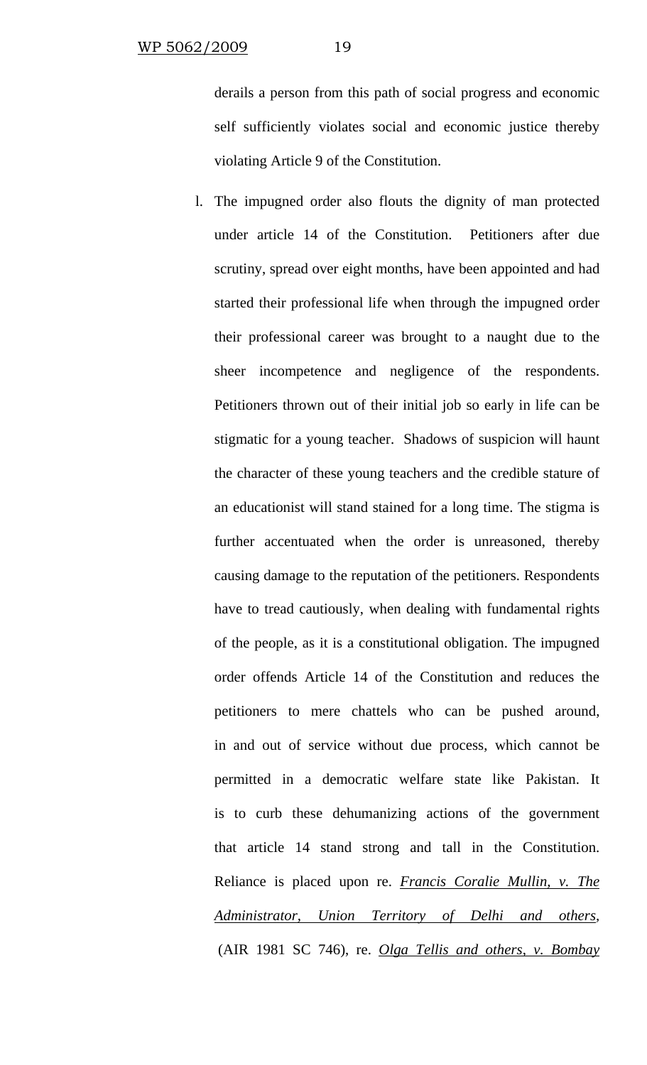derails a person from this path of social progress and economic self sufficiently violates social and economic justice thereby violating Article 9 of the Constitution.

l. The impugned order also flouts the dignity of man protected under article 14 of the Constitution. Petitioners after due scrutiny, spread over eight months, have been appointed and had started their professional life when through the impugned order their professional career was brought to a naught due to the sheer incompetence and negligence of the respondents. Petitioners thrown out of their initial job so early in life can be stigmatic for a young teacher. Shadows of suspicion will haunt the character of these young teachers and the credible stature of an educationist will stand stained for a long time. The stigma is further accentuated when the order is unreasoned, thereby causing damage to the reputation of the petitioners. Respondents have to tread cautiously, when dealing with fundamental rights of the people, as it is a constitutional obligation. The impugned order offends Article 14 of the Constitution and reduces the petitioners to mere chattels who can be pushed around, in and out of service without due process, which cannot be permitted in a democratic welfare state like Pakistan. It is to curb these dehumanizing actions of the government that article 14 stand strong and tall in the Constitution. Reliance is placed upon re. *Francis Coralie Mullin, v. The Administrator, Union Territory of Delhi and others,* (AIR 1981 SC 746), re. *Olga Tellis and others, v. Bombay*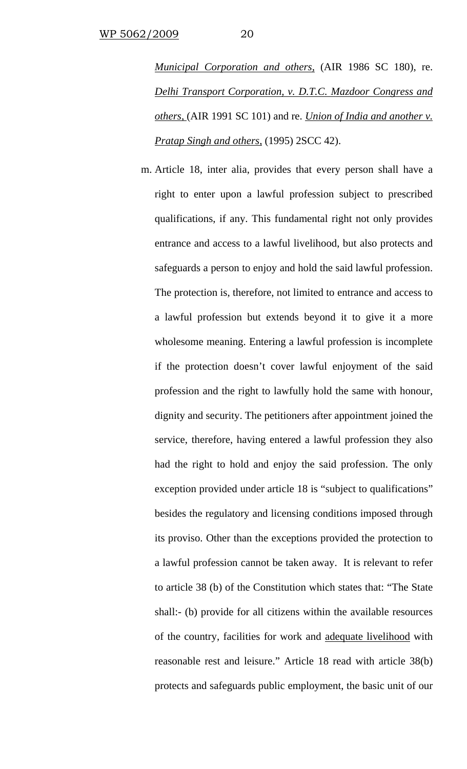*Municipal Corporation and others,* (AIR 1986 SC 180), re. *Delhi Transport Corporation, v. D.T.C. Mazdoor Congress and others,* (AIR 1991 SC 101) and re. *Union of India and another v. Pratap Singh and others,* (1995) 2SCC 42).

m. Article 18, inter alia, provides that every person shall have a right to enter upon a lawful profession subject to prescribed qualifications, if any. This fundamental right not only provides entrance and access to a lawful livelihood, but also protects and safeguards a person to enjoy and hold the said lawful profession. The protection is, therefore, not limited to entrance and access to a lawful profession but extends beyond it to give it a more wholesome meaning. Entering a lawful profession is incomplete if the protection doesn't cover lawful enjoyment of the said profession and the right to lawfully hold the same with honour, dignity and security. The petitioners after appointment joined the service, therefore, having entered a lawful profession they also had the right to hold and enjoy the said profession. The only exception provided under article 18 is "subject to qualifications" besides the regulatory and licensing conditions imposed through its proviso. Other than the exceptions provided the protection to a lawful profession cannot be taken away. It is relevant to refer to article 38 (b) of the Constitution which states that: "The State shall:- (b) provide for all citizens within the available resources of the country, facilities for work and <u>adequate livelihood</u> with reasonable rest and leisure." Article 18 read with article 38(b) protects and safeguards public employment, the basic unit of our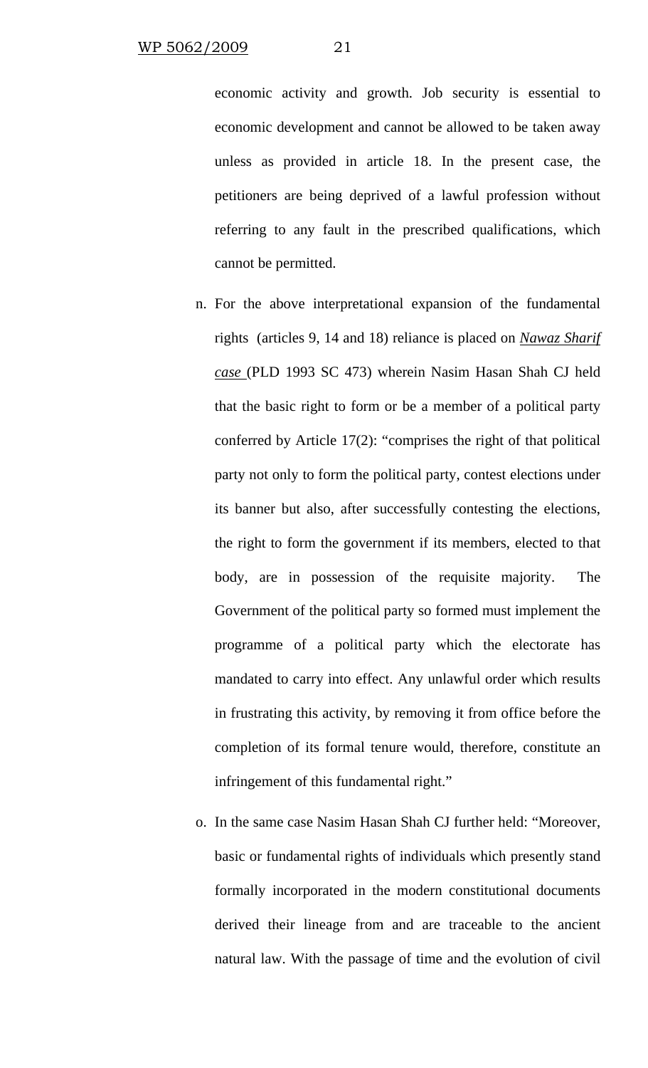economic activity and growth. Job security is essential to economic development and cannot be allowed to be taken away unless as provided in article 18. In the present case, the petitioners are being deprived of a lawful profession without referring to any fault in the prescribed qualifications, which cannot be permitted.

n. For the above interpretational expansion of the fundamental rights (articles 9, 14 and 18) reliance is placed on ***Nawaz Sharif case*** (PLD 1993 SC 473) wherein Nasim Hasan Shah CJ held that the basic right to form or be a member of a political party conferred by Article 17(2): "comprises the right of that political party not only to form the political party, contest elections under its banner but also, after successfully contesting the elections, the right to form the government if its members, elected to that body, are in possession of the requisite majority. The Government of the political party so formed must implement the programme of a political party which the electorate has mandated to carry into effect. Any unlawful order which results in frustrating this activity, by removing it from office before the completion of its formal tenure would, therefore, constitute an infringement of this fundamental right."

o. In the same case Nasim Hasan Shah CJ further held: "Moreover, basic or fundamental rights of individuals which presently stand formally incorporated in the modern constitutional documents derived their lineage from and are traceable to the ancient natural law. With the passage of time and the evolution of civil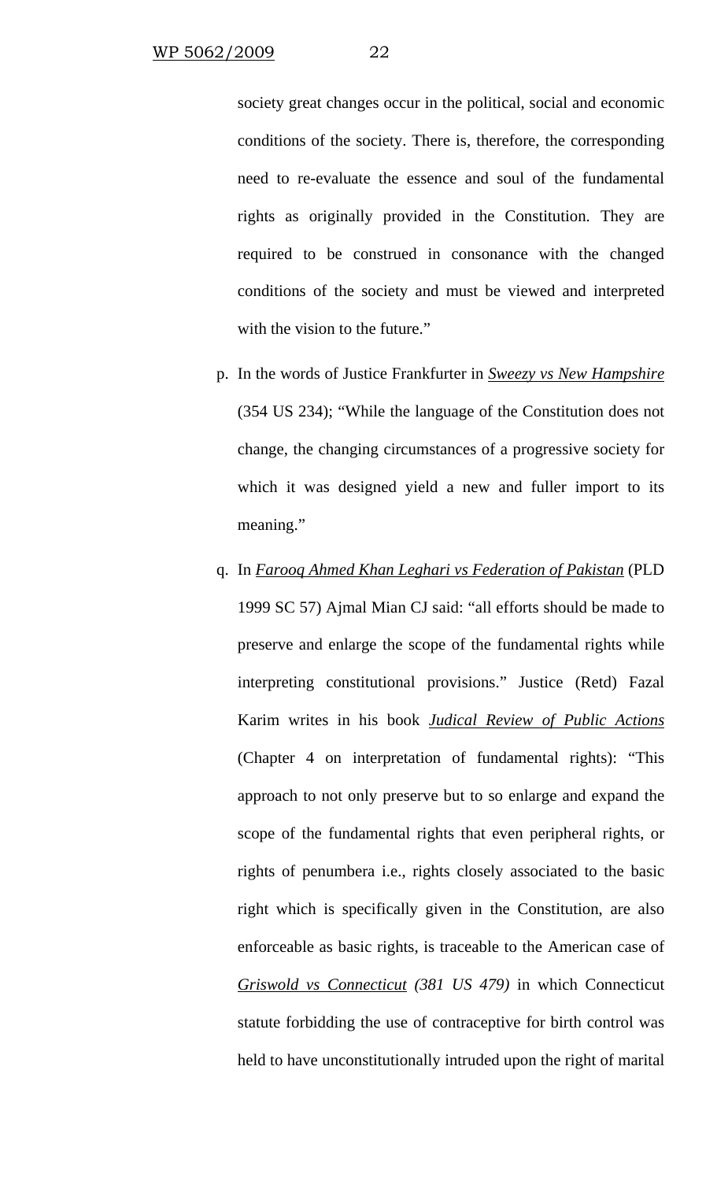society great changes occur in the political, social and economic conditions of the society. There is, therefore, the corresponding need to re-evaluate the essence and soul of the fundamental rights as originally provided in the Constitution. They are required to be construed in consonance with the changed conditions of the society and must be viewed and interpreted with the vision to the future."

p. In the words of Justice Frankfurter in *Sweezy vs New Hampshire* (354 US 234); "While the language of the Constitution does not change, the changing circumstances of a progressive society for which it was designed yield a new and fuller import to its meaning."

q. In *Farooq Ahmed Khan Leghari vs Federation of Pakistan* (PLD 1999 SC 57) Ajmal Mian CJ said: "all efforts should be made to preserve and enlarge the scope of the fundamental rights while interpreting constitutional provisions." Justice (Retd) Fazal Karim writes in his book *Judical Review of Public Actions* (Chapter 4 on interpretation of fundamental rights): "This approach to not only preserve but to so enlarge and expand the scope of the fundamental rights that even peripheral rights, or rights of penumbera i.e., rights closely associated to the basic right which is specifically given in the Constitution, are also enforceable as basic rights, is traceable to the American case of *Griswold vs Connecticut (381 US 479)* in which Connecticut statute forbidding the use of contraceptive for birth control was held to have unconstitutionally intruded upon the right of marital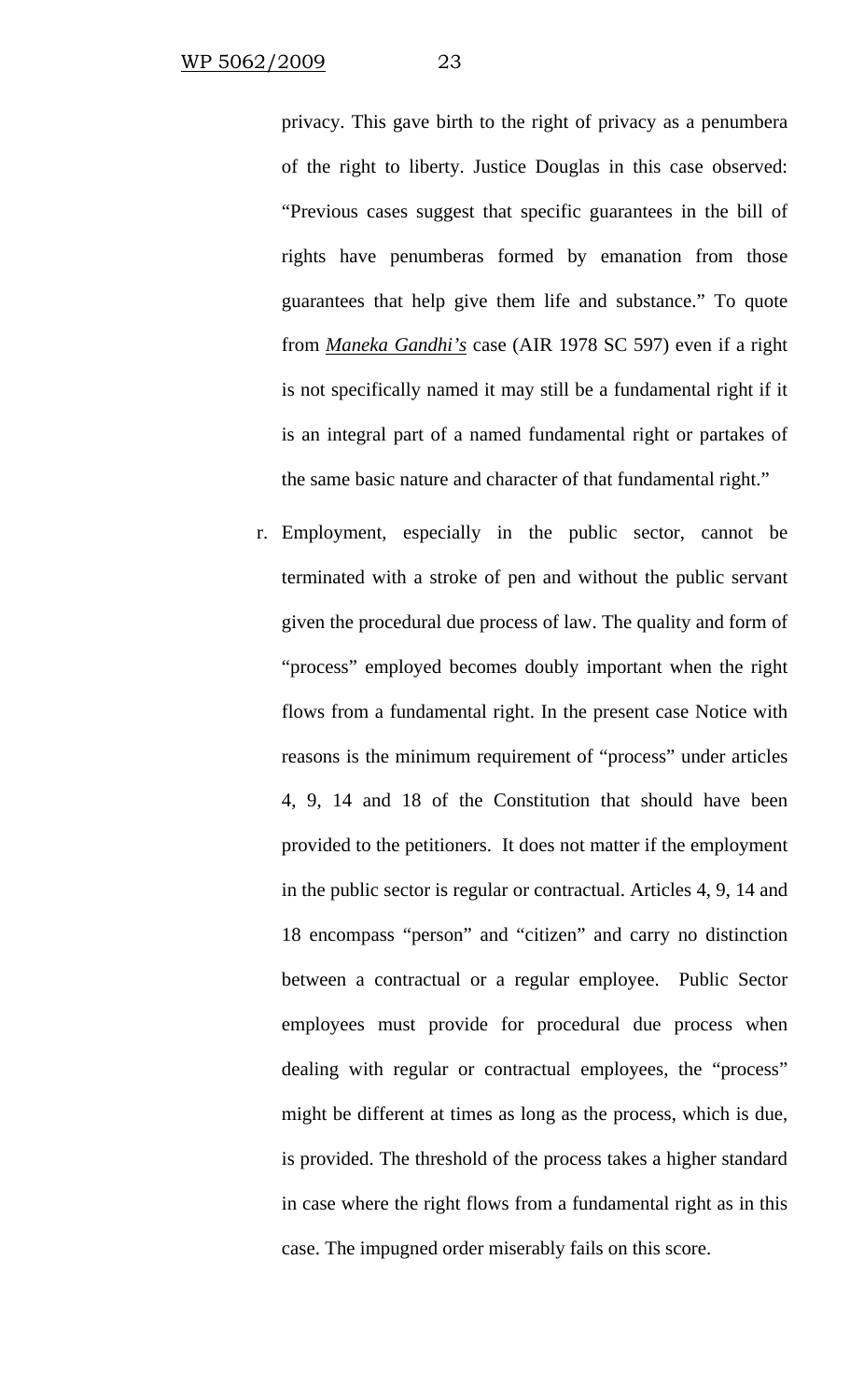privacy. This gave birth to the right of privacy as a penumbera of the right to liberty. Justice Douglas in this case observed: "Previous cases suggest that specific guarantees in the bill of rights have penumberas formed by emanation from those guarantees that help give them life and substance." To quote from ***Maneka Gandhi's*** case (AIR 1978 SC 597) even if a right is not specifically named it may still be a fundamental right if it is an integral part of a named fundamental right or partakes of the same basic nature and character of that fundamental right."

r. Employment, especially in the public sector, cannot be terminated with a stroke of pen and without the public servant given the procedural due process of law. The quality and form of "process" employed becomes doubly important when the right flows from a fundamental right. In the present case Notice with reasons is the minimum requirement of "process" under articles 4, 9, 14 and 18 of the Constitution that should have been provided to the petitioners. It does not matter if the employment in the public sector is regular or contractual. Articles 4, 9, 14 and 18 encompass "person" and "citizen" and carry no distinction between a contractual or a regular employee. Public Sector employees must provide for procedural due process when dealing with regular or contractual employees, the "process" might be different at times as long as the process, which is due, is provided. The threshold of the process takes a higher standard in case where the right flows from a fundamental right as in this case. The impugned order miserably fails on this score.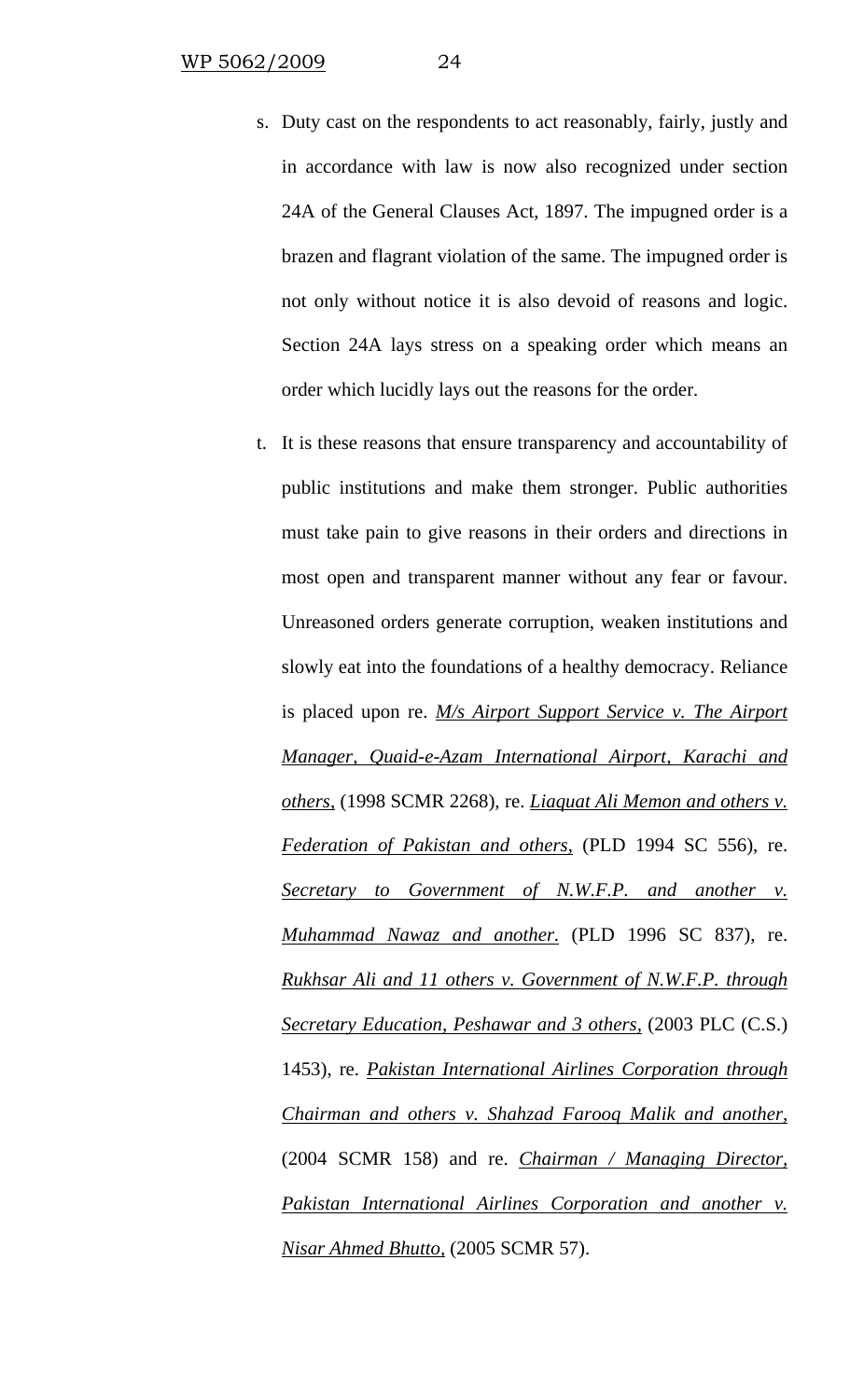s. Duty cast on the respondents to act reasonably, fairly, justly and in accordance with law is now also recognized under section 24A of the General Clauses Act, 1897. The impugned order is a brazen and flagrant violation of the same. The impugned order is not only without notice it is also devoid of reasons and logic. Section 24A lays stress on a speaking order which means an order which lucidly lays out the reasons for the order.

t. It is these reasons that ensure transparency and accountability of public institutions and make them stronger. Public authorities must take pain to give reasons in their orders and directions in most open and transparent manner without any fear or favour. Unreasoned orders generate corruption, weaken institutions and slowly eat into the foundations of a healthy democracy. Reliance is placed upon re. *M/s Airport Support Service v. The Airport Manager, Quaid-e-Azam International Airport, Karachi and others,* (1998 SCMR 2268), re. *Liaquat Ali Memon and others v. Federation of Pakistan and others,* (PLD 1994 SC 556), re. *Secretary to Government of N.W.F.P. and another v. Muhammad Nawaz and another.* (PLD 1996 SC 837), re. *Rukhsar Ali and 11 others v. Government of N.W.F.P. through Secretary Education, Peshawar and 3 others,* (2003 PLC (C.S.) 1453), re. *Pakistan International Airlines Corporation through Chairman and others v. Shahzad Farooq Malik and another,* (2004 SCMR 158) and re. *Chairman / Managing Director, Pakistan International Airlines Corporation and another v. Nisar Ahmed Bhutto,* (2005 SCMR 57).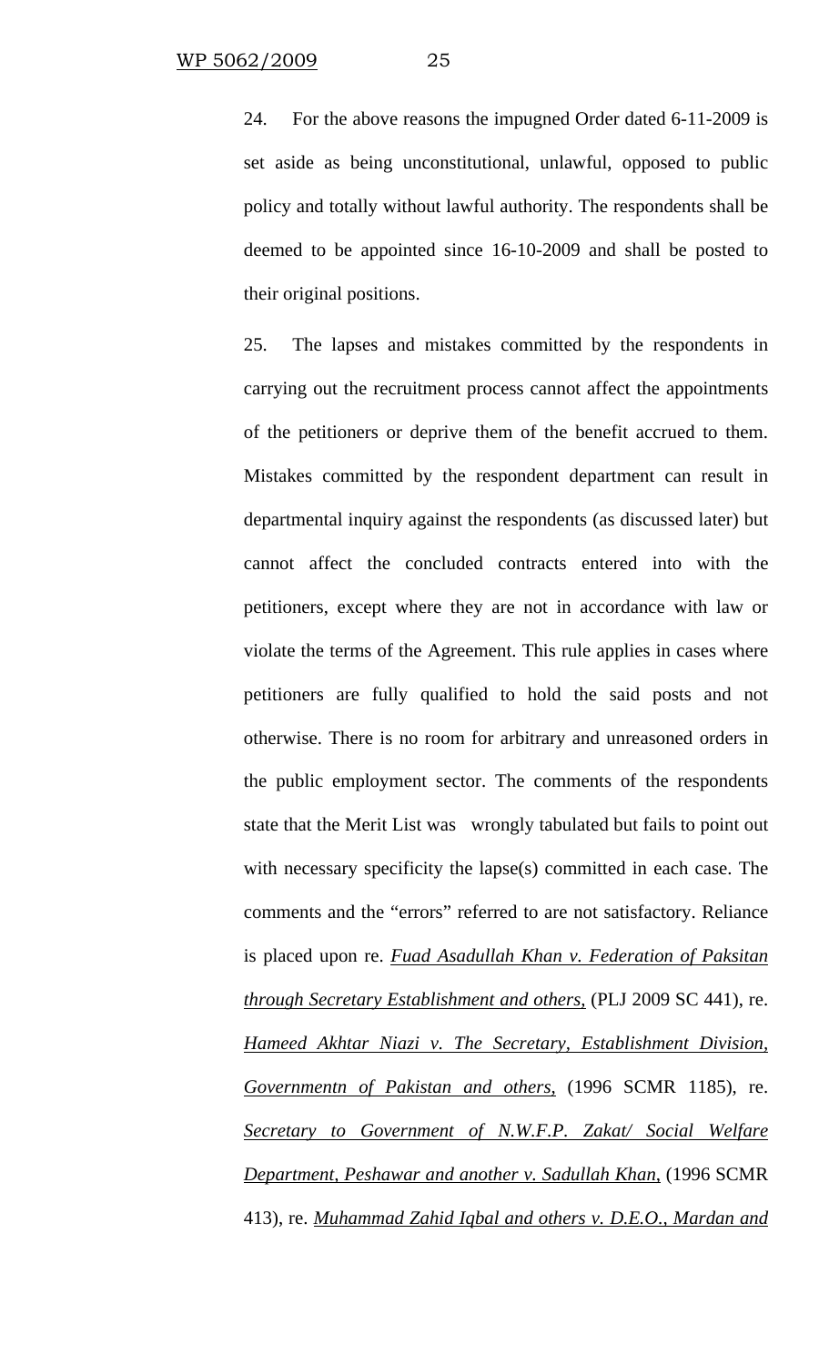24. For the above reasons the impugned Order dated 6-11-2009 is set aside as being unconstitutional, unlawful, opposed to public policy and totally without lawful authority. The respondents shall be deemed to be appointed since 16-10-2009 and shall be posted to their original positions.

25. The lapses and mistakes committed by the respondents in carrying out the recruitment process cannot affect the appointments of the petitioners or deprive them of the benefit accrued to them. Mistakes committed by the respondent department can result in departmental inquiry against the respondents (as discussed later) but cannot affect the concluded contracts entered into with the petitioners, except where they are not in accordance with law or violate the terms of the Agreement. This rule applies in cases where petitioners are fully qualified to hold the said posts and not otherwise. There is no room for arbitrary and unreasoned orders in the public employment sector. The comments of the respondents state that the Merit List was wrongly tabulated but fails to point out with necessary specificity the lapse(s) committed in each case. The comments and the "errors" referred to are not satisfactory. Reliance is placed upon re. _Fuad Asadullah Khan v. Federation of Paksitan through Secretary Establishment and others,_ (PLJ 2009 SC 441), re. _Hameed Akhtar Niazi v. The Secretary, Establishment Division, Governmentn of Pakistan and others,_ (1996 SCMR 1185), re. _Secretary to Government of N.W.F.P. Zakat/ Social Welfare Department, Peshawar and another v. Sadullah Khan,_ (1996 SCMR 413), re. _Muhammad Zahid Iqbal and others v. D.E.O., Mardan and_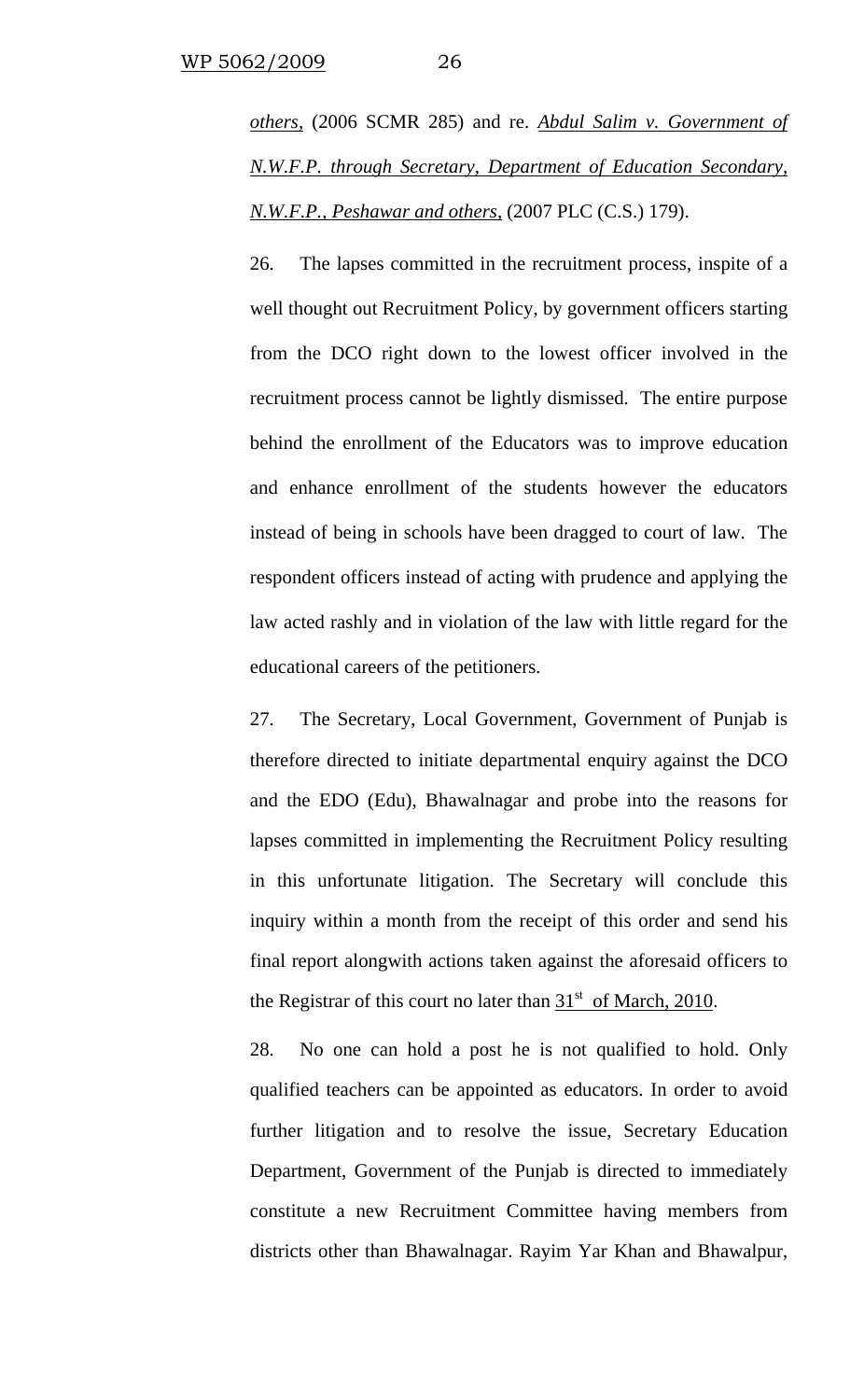*others,* (2006 SCMR 285) and re. *Abdul Salim v. Government of N.W.F.P. through Secretary, Department of Education Secondary, N.W.F.P., Peshawar and others,* (2007 PLC (C.S.) 179).

26. The lapses committed in the recruitment process, inspite of a well thought out Recruitment Policy, by government officers starting from the DCO right down to the lowest officer involved in the recruitment process cannot be lightly dismissed. The entire purpose behind the enrollment of the Educators was to improve education and enhance enrollment of the students however the educators instead of being in schools have been dragged to court of law. The respondent officers instead of acting with prudence and applying the law acted rashly and in violation of the law with little regard for the educational careers of the petitioners.

27. The Secretary, Local Government, Government of Punjab is therefore directed to initiate departmental enquiry against the DCO and the EDO (Edu), Bhawalnagar and probe into the reasons for lapses committed in implementing the Recruitment Policy resulting in this unfortunate litigation. The Secretary will conclude this inquiry within a month from the receipt of this order and send his final report alongwith actions taken against the aforesaid officers to the Registrar of this court no later than 31st of March, 2010.

28. No one can hold a post he is not qualified to hold. Only qualified teachers can be appointed as educators. In order to avoid further litigation and to resolve the issue, Secretary Education Department, Government of the Punjab is directed to immediately constitute a new Recruitment Committee having members from districts other than Bhawalnagar. Rayim Yar Khan and Bhawalpur,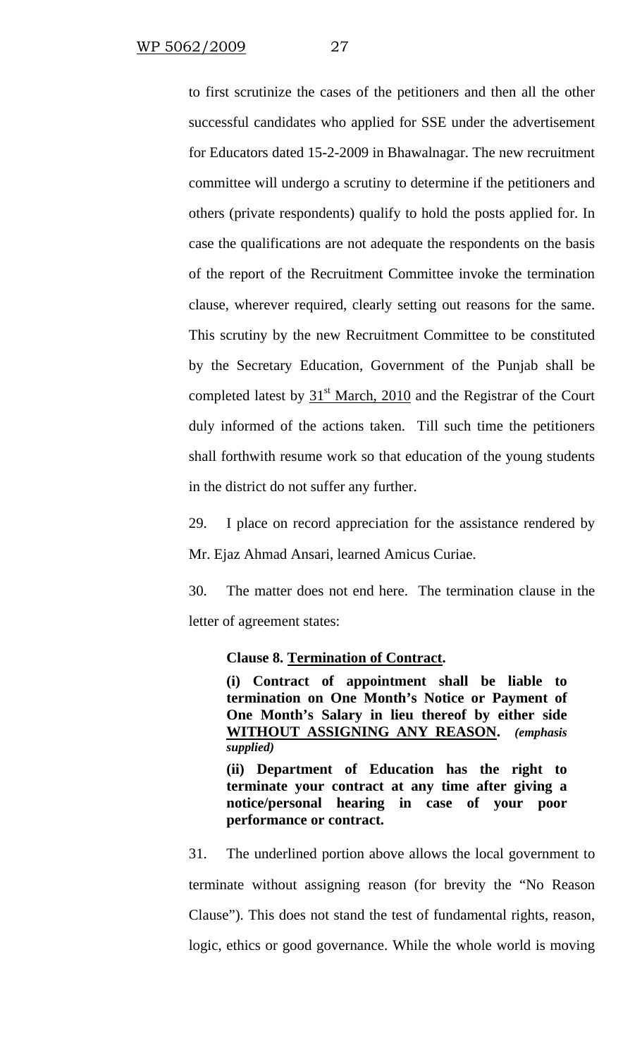to first scrutinize the cases of the petitioners and then all the other successful candidates who applied for SSE under the advertisement for Educators dated 15-2-2009 in Bhawalnagar. The new recruitment committee will undergo a scrutiny to determine if the petitioners and others (private respondents) qualify to hold the posts applied for. In case the qualifications are not adequate the respondents on the basis of the report of the Recruitment Committee invoke the termination clause, wherever required, clearly setting out reasons for the same. This scrutiny by the new Recruitment Committee to be constituted by the Secretary Education, Government of the Punjab shall be completed latest by <u>31st March, 2010</u> and the Registrar of the Court duly informed of the actions taken. Till such time the petitioners shall forthwith resume work so that education of the young students in the district do not suffer any further.

29. I place on record appreciation for the assistance rendered by Mr. Ejaz Ahmad Ansari, learned Amicus Curiae.

30. The matter does not end here. The termination clause in the letter of agreement states:

> **Clause 8. <u>Termination of Contract</u>.**
>
> **(i) Contract of appointment shall be liable to termination on One Month's Notice or Payment of One Month's Salary in lieu thereof by either side <u>WITHOUT ASSIGNING ANY REASON</u>.** ***(emphasis supplied)***
>
> **(ii) Department of Education has the right to terminate your contract at any time after giving a notice/personal hearing in case of your poor performance or contract.**

31. The underlined portion above allows the local government to terminate without assigning reason (for brevity the "No Reason Clause"). This does not stand the test of fundamental rights, reason, logic, ethics or good governance. While the whole world is moving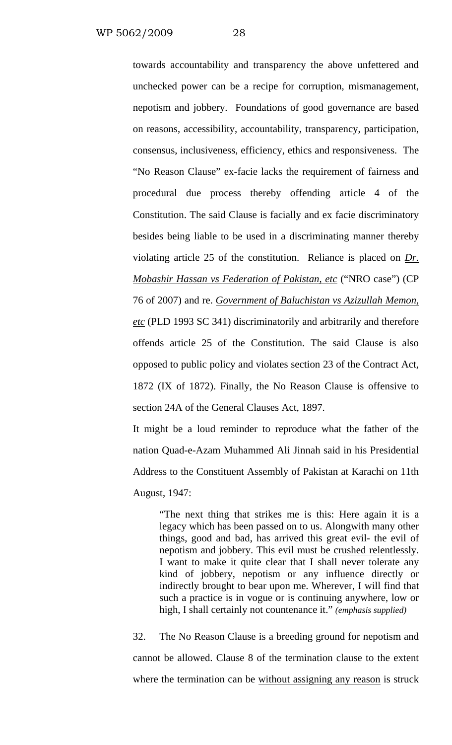towards accountability and transparency the above unfettered and unchecked power can be a recipe for corruption, mismanagement, nepotism and jobbery. Foundations of good governance are based on reasons, accessibility, accountability, transparency, participation, consensus, inclusiveness, efficiency, ethics and responsiveness. The "No Reason Clause" ex-facie lacks the requirement of fairness and procedural due process thereby offending article 4 of the Constitution. The said Clause is facially and ex facie discriminatory besides being liable to be used in a discriminating manner thereby violating article 25 of the constitution. Reliance is placed on *Dr. Mobashir Hassan vs Federation of Pakistan, etc* ("NRO case") (CP 76 of 2007) and re. *Government of Baluchistan vs Azizullah Memon, etc* (PLD 1993 SC 341) discriminatorily and arbitrarily and therefore offends article 25 of the Constitution. The said Clause is also opposed to public policy and violates section 23 of the Contract Act, 1872 (IX of 1872). Finally, the No Reason Clause is offensive to section 24A of the General Clauses Act, 1897.

It might be a loud reminder to reproduce what the father of the nation Quad-e-Azam Muhammed Ali Jinnah said in his Presidential Address to the Constituent Assembly of Pakistan at Karachi on 11th August, 1947:

> "The next thing that strikes me is this: Here again it is a legacy which has been passed on to us. Alongwith many other things, good and bad, has arrived this great evil- the evil of nepotism and jobbery. This evil must be crushed relentlessly. I want to make it quite clear that I shall never tolerate any kind of jobbery, nepotism or any influence directly or indirectly brought to bear upon me. Wherever, I will find that such a practice is in vogue or is continuing anywhere, low or high, I shall certainly not countenance it." *(emphasis supplied)*

32. The No Reason Clause is a breeding ground for nepotism and cannot be allowed. Clause 8 of the termination clause to the extent where the termination can be without assigning any reason is struck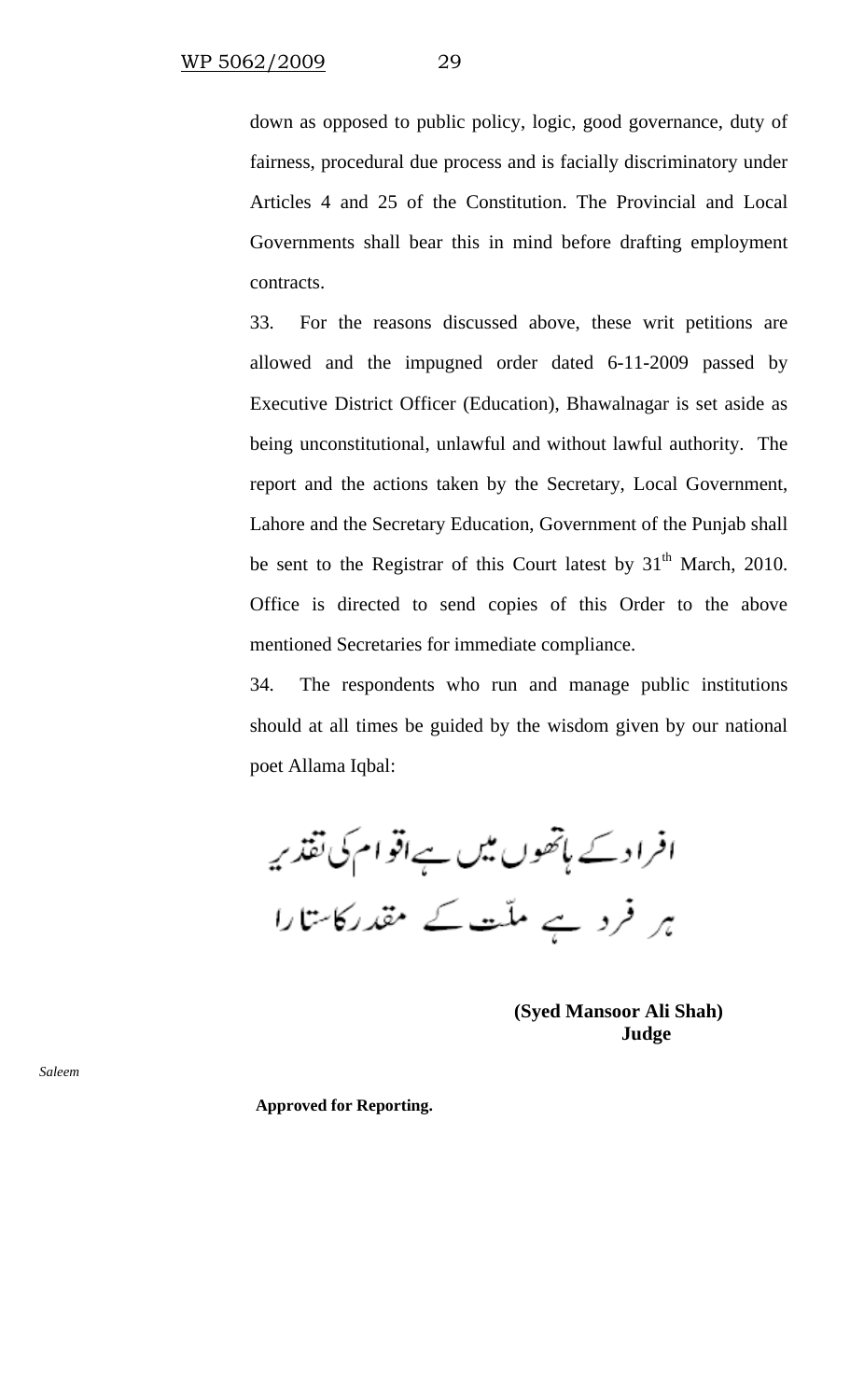down as opposed to public policy, logic, good governance, duty of fairness, procedural due process and is facially discriminatory under Articles 4 and 25 of the Constitution. The Provincial and Local Governments shall bear this in mind before drafting employment contracts.

33. For the reasons discussed above, these writ petitions are allowed and the impugned order dated 6-11-2009 passed by Executive District Officer (Education), Bhawalnagar is set aside as being unconstitutional, unlawful and without lawful authority. The report and the actions taken by the Secretary, Local Government, Lahore and the Secretary Education, Government of the Punjab shall be sent to the Registrar of this Court latest by 31th March, 2010. Office is directed to send copies of this Order to the above mentioned Secretaries for immediate compliance.

34. The respondents who run and manage public institutions should at all times be guided by the wisdom given by our national poet Allama Iqbal:

افراد کے ہاتھوں میں ہے اقوام کی تقدیر
ہر فرد ہے ملّت کے مقدر کا ستارا

**(Syed Mansoor Ali Shah)**
**Judge**

*Saleem*

**Approved for Reporting.**